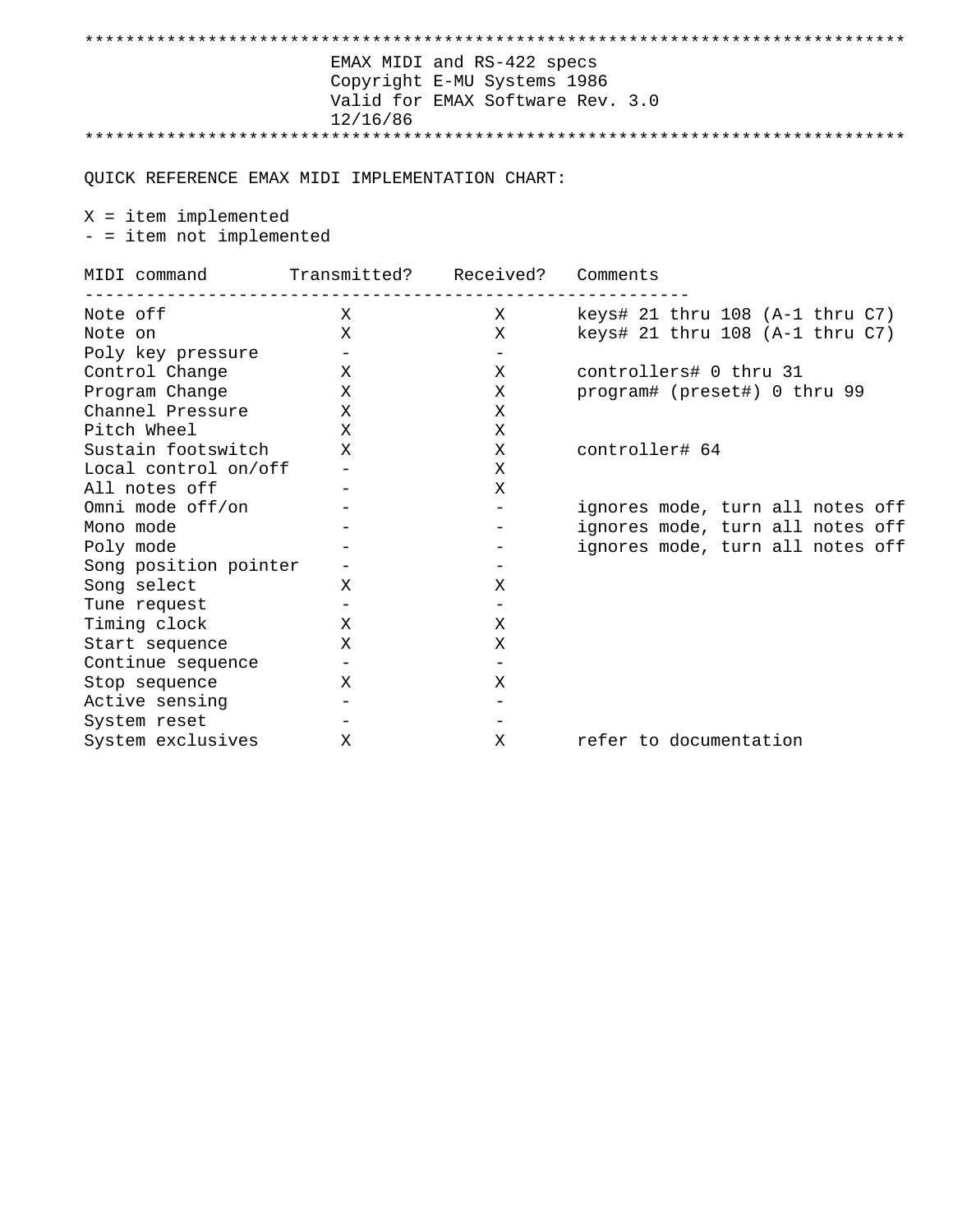EMAX MIDI and RS-422 specs
Copyright E-MU Systems 1986
Valid for EMAX Software Rev. 3.0
12/16/86

## QUICK REFERENCE EMAX MIDI IMPLEMENTATION CHART:

X = item implemented
- = item not implemented

| MIDI command | Transmitted? | Received? | Comments |
|---|---|---|---|
| Note off | X | X | keys# 21 thru 108 (A-1 thru C7) |
| Note on | X | X | keys# 21 thru 108 (A-1 thru C7) |
| Poly key pressure | - | - | |
| Control Change | X | X | controllers# 0 thru 31 |
| Program Change | X | X | program# (preset#) 0 thru 99 |
| Channel Pressure | X | X | |
| Pitch Wheel | X | X | |
| Sustain footswitch | X | X | controller# 64 |
| Local control on/off | - | X | |
| All notes off | - | X | |
| Omni mode off/on | - | - | ignores mode, turn all notes off |
| Mono mode | - | - | ignores mode, turn all notes off |
| Poly mode | - | - | ignores mode, turn all notes off |
| Song position pointer | - | - | |
| Song select | X | X | |
| Tune request | - | - | |
| Timing clock | X | X | |
| Start sequence | X | X | |
| Continue sequence | - | - | |
| Stop sequence | X | X | |
| Active sensing | - | - | |
| System reset | - | - | |
| System exclusives | X | X | refer to documentation |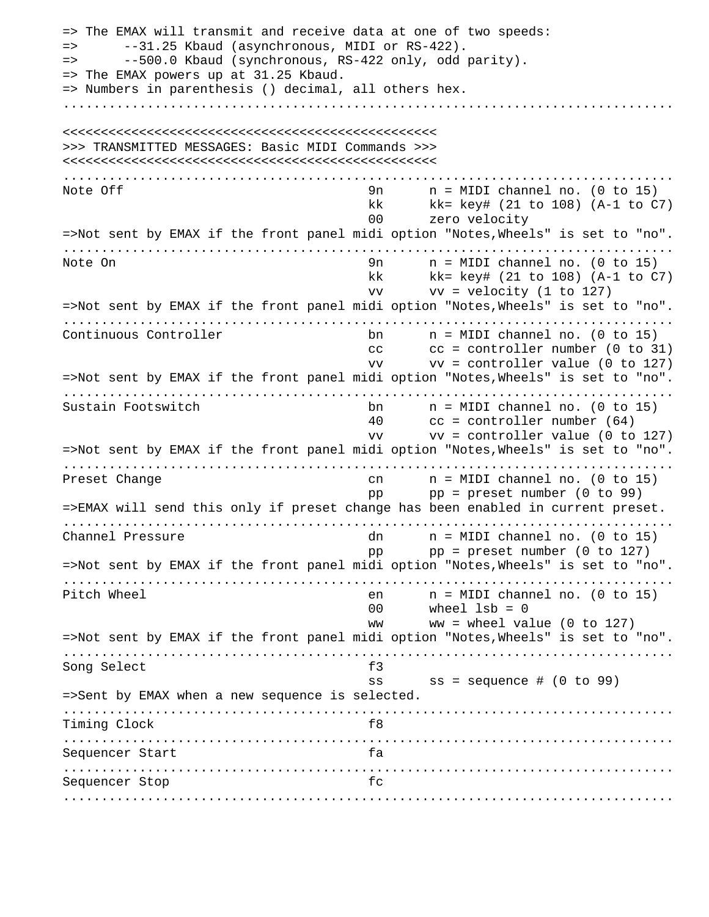```
=> The EMAX will transmit and receive data at one of two speeds:
=>      --31.25 Kbaud (asynchronous, MIDI or RS-422).
=>      --500.0 Kbaud (synchronous, RS-422 only, odd parity).
=> The EMAX powers up at 31.25 Kbaud.
=> Numbers in parenthesis () decimal, all others hex.
................................................................................

<<<<<<<<<<<<<<<<<<<<<<<<<<<<<<<<<<<<<<<<<<<<<<<<<
>>> TRANSMITTED MESSAGES: Basic MIDI Commands >>>
<<<<<<<<<<<<<<<<<<<<<<<<<<<<<<<<<<<<<<<<<<<<<<<<<
................................................................................
Note Off                                9n      n = MIDI channel no. (0 to 15)
                                        kk      kk= key# (21 to 108) (A-1 to C7)
                                        00      zero velocity
=>Not sent by EMAX if the front panel midi option "Notes,Wheels" is set to "no".
................................................................................
Note On                                 9n      n = MIDI channel no. (0 to 15)
                                        kk      kk= key# (21 to 108) (A-1 to C7)
                                        vv      vv = velocity (1 to 127)
=>Not sent by EMAX if the front panel midi option "Notes,Wheels" is set to "no".
................................................................................
Continuous Controller                   bn      n = MIDI channel no. (0 to 15)
                                        cc      cc = controller number (0 to 31)
                                        vv      vv = controller value (0 to 127)
=>Not sent by EMAX if the front panel midi option "Notes,Wheels" is set to "no".
................................................................................
Sustain Footswitch                      bn      n = MIDI channel no. (0 to 15)
                                        40      cc = controller number (64)
                                        vv      vv = controller value (0 to 127)
=>Not sent by EMAX if the front panel midi option "Notes,Wheels" is set to "no".
................................................................................
Preset Change                           cn      n = MIDI channel no. (0 to 15)
                                        pp      pp = preset number (0 to 99)
=>EMAX will send this only if preset change has been enabled in current preset.
................................................................................
Channel Pressure                        dn      n = MIDI channel no. (0 to 15)
                                        pp      pp = preset number (0 to 127)
=>Not sent by EMAX if the front panel midi option "Notes,Wheels" is set to "no".
................................................................................
Pitch Wheel                             en      n = MIDI channel no. (0 to 15)
                                        00      wheel lsb = 0
                                        ww      ww = wheel value (0 to 127)
=>Not sent by EMAX if the front panel midi option "Notes,Wheels" is set to "no".
................................................................................
Song Select                             f3
                                        ss      ss = sequence # (0 to 99)
=>Sent by EMAX when a new sequence is selected.
................................................................................
Timing Clock                            f8
................................................................................
Sequencer Start                         fa
................................................................................
Sequencer Stop                          fc
................................................................................
```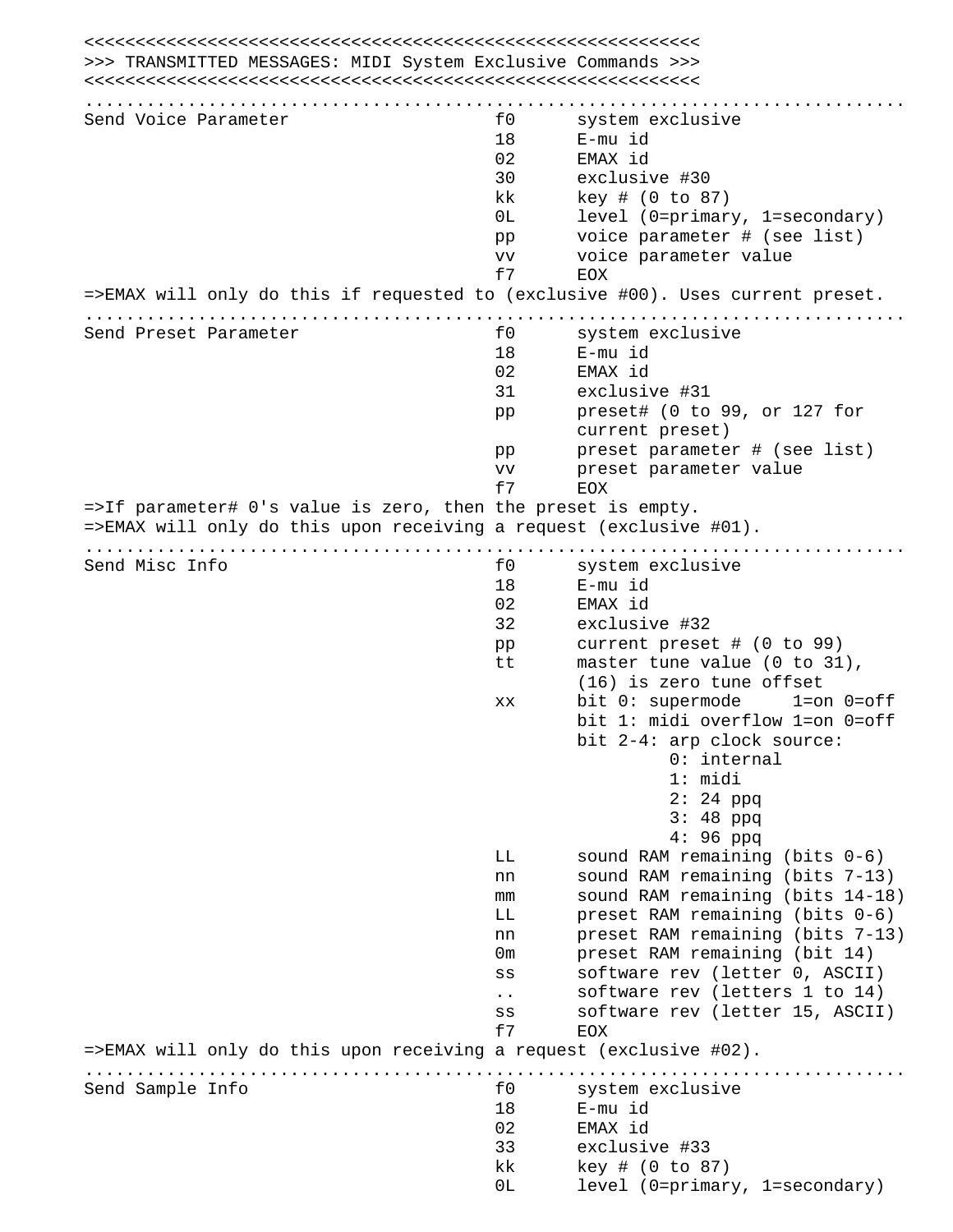```
<<<<<<<<<<<<<<<<<<<<<<<<<<<<<<<<<<<<<<<<<<<<<<<<<<<<<<<<<<<<
>>> TRANSMITTED MESSAGES: MIDI System Exclusive Commands >>>
<<<<<<<<<<<<<<<<<<<<<<<<<<<<<<<<<<<<<<<<<<<<<<<<<<<<<<<<<<<<
...............................................................................
Send Voice Parameter                    f0      system exclusive
                                        18      E-mu id
                                        02      EMAX id
                                        30      exclusive #30
                                        kk      key # (0 to 87)
                                        0L      level (0=primary, 1=secondary)
                                        pp      voice parameter # (see list)
                                        vv      voice parameter value
                                        f7      EOX
=>EMAX will only do this if requested to (exclusive #00). Uses current preset.
...............................................................................
Send Preset Parameter                   f0      system exclusive
                                        18      E-mu id
                                        02      EMAX id
                                        31      exclusive #31
                                        pp      preset# (0 to 99, or 127 for
                                                current preset)
                                        pp      preset parameter # (see list)
                                        vv      preset parameter value
                                        f7      EOX
=>If parameter# 0's value is zero, then the preset is empty.
=>EMAX will only do this upon receiving a request (exclusive #01).
...............................................................................
Send Misc Info                          f0      system exclusive
                                        18      E-mu id
                                        02      EMAX id
                                        32      exclusive #32
                                        pp      current preset # (0 to 99)
                                        tt      master tune value (0 to 31),
                                                (16) is zero tune offset
                                        xx      bit 0: supermode     1=on 0=off
                                                bit 1: midi overflow 1=on 0=off
                                                bit 2-4: arp clock source:
                                                         0: internal
                                                         1: midi
                                                         2: 24 ppq
                                                         3: 48 ppq
                                                         4: 96 ppq
                                        LL      sound RAM remaining (bits 0-6)
                                        nn      sound RAM remaining (bits 7-13)
                                        mm      sound RAM remaining (bits 14-18)
                                        LL      preset RAM remaining (bits 0-6)
                                        nn      preset RAM remaining (bits 7-13)
                                        0m      preset RAM remaining (bit 14)
                                        ss      software rev (letter 0, ASCII)
                                        ..      software rev (letters 1 to 14)
                                        ss      software rev (letter 15, ASCII)
                                        f7      EOX
=>EMAX will only do this upon receiving a request (exclusive #02).
...............................................................................
Send Sample Info                        f0      system exclusive
                                        18      E-mu id
                                        02      EMAX id
                                        33      exclusive #33
                                        kk      key # (0 to 87)
                                        0L      level (0=primary, 1=secondary)
```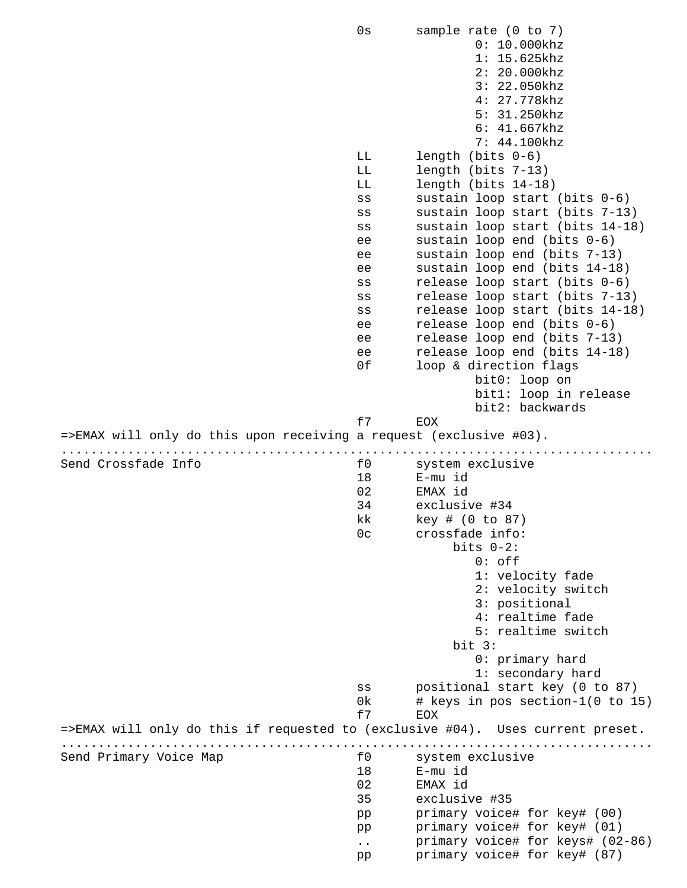```
                                        0s      sample rate (0 to 7)
                                                        0: 10.000khz
                                                        1: 15.625khz
                                                        2: 20.000khz
                                                        3: 22.050khz
                                                        4: 27.778khz
                                                        5: 31.250khz
                                                        6: 41.667khz
                                                        7: 44.100khz
                                        LL      length (bits 0-6)
                                        LL      length (bits 7-13)
                                        LL      length (bits 14-18)
                                        ss      sustain loop start (bits 0-6)
                                        ss      sustain loop start (bits 7-13)
                                        ss      sustain loop start (bits 14-18)
                                        ee      sustain loop end (bits 0-6)
                                        ee      sustain loop end (bits 7-13)
                                        ee      sustain loop end (bits 14-18)
                                        ss      release loop start (bits 0-6)
                                        ss      release loop start (bits 7-13)
                                        ss      release loop start (bits 14-18)
                                        ee      release loop end (bits 0-6)
                                        ee      release loop end (bits 7-13)
                                        ee      release loop end (bits 14-18)
                                        0f      loop & direction flags
                                                        bit0: loop on
                                                        bit1: loop in release
                                                        bit2: backwards
                                        f7      EOX
=>EMAX will only do this upon receiving a request (exclusive #03).
................................................................................
Send Crossfade Info                     f0      system exclusive
                                        18      E-mu id
                                        02      EMAX id
                                        34      exclusive #34
                                        kk      key # (0 to 87)
                                        0c      crossfade info:
                                                     bits 0-2:
                                                        0: off
                                                        1: velocity fade
                                                        2: velocity switch
                                                        3: positional
                                                        4: realtime fade
                                                        5: realtime switch
                                                     bit 3:
                                                        0: primary hard
                                                        1: secondary hard
                                        ss      positional start key (0 to 87)
                                        0k      # keys in pos section-1(0 to 15)
                                        f7      EOX
=>EMAX will only do this if requested to (exclusive #04).  Uses current preset.
................................................................................
Send Primary Voice Map                  f0      system exclusive
                                        18      E-mu id
                                        02      EMAX id
                                        35      exclusive #35
                                        pp      primary voice# for key# (00)
                                        pp      primary voice# for key# (01)
                                        ..      primary voice# for keys# (02-86)
                                        pp      primary voice# for key# (87)
```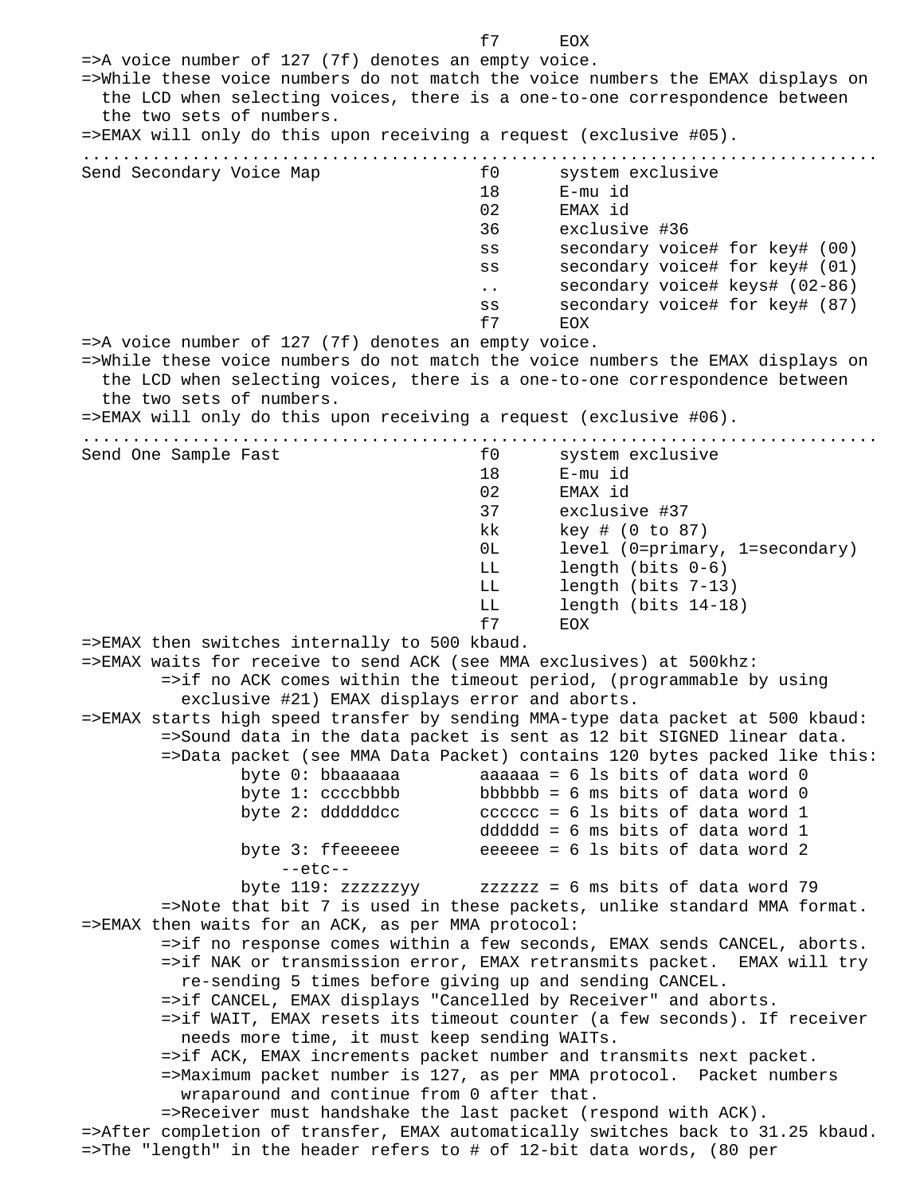```
                                        f7      EOX
=>A voice number of 127 (7f) denotes an empty voice.
=>While these voice numbers do not match the voice numbers the EMAX displays on
  the LCD when selecting voices, there is a one-to-one correspondence between
  the two sets of numbers.
=>EMAX will only do this upon receiving a request (exclusive #05).
................................................................................
Send Secondary Voice Map                f0      system exclusive
                                        18      E-mu id
                                        02      EMAX id
                                        36      exclusive #36
                                        ss      secondary voice# for key# (00)
                                        ss      secondary voice# for key# (01)
                                        ..      secondary voice# keys# (02-86)
                                        ss      secondary voice# for key# (87)
                                        f7      EOX
=>A voice number of 127 (7f) denotes an empty voice.
=>While these voice numbers do not match the voice numbers the EMAX displays on
  the LCD when selecting voices, there is a one-to-one correspondence between
  the two sets of numbers.
=>EMAX will only do this upon receiving a request (exclusive #06).
................................................................................
Send One Sample Fast                    f0      system exclusive
                                        18      E-mu id
                                        02      EMAX id
                                        37      exclusive #37
                                        kk      key # (0 to 87)
                                        0L      level (0=primary, 1=secondary)
                                        LL      length (bits 0-6)
                                        LL      length (bits 7-13)
                                        LL      length (bits 14-18)
                                        f7      EOX
=>EMAX then switches internally to 500 kbaud.
=>EMAX waits for receive to send ACK (see MMA exclusives) at 500khz:
        =>if no ACK comes within the timeout period, (programmable by using
          exclusive #21) EMAX displays error and aborts.
=>EMAX starts high speed transfer by sending MMA-type data packet at 500 kbaud:
        =>Sound data in the data packet is sent as 12 bit SIGNED linear data.
        =>Data packet (see MMA Data Packet) contains 120 bytes packed like this:
                byte 0: bbaaaaaa        aaaaaa = 6 ls bits of data word 0
                byte 1: ccccbbbb        bbbbbb = 6 ms bits of data word 0
                byte 2: ddddddcc        cccccc = 6 ls bits of data word 1
                                        dddddd = 6 ms bits of data word 1
                byte 3: ffeeeeee        eeeeee = 6 ls bits of data word 2
                    --etc--
                byte 119: zzzzzzyy      zzzzzz = 6 ms bits of data word 79
        =>Note that bit 7 is used in these packets, unlike standard MMA format.
=>EMAX then waits for an ACK, as per MMA protocol:
        =>if no response comes within a few seconds, EMAX sends CANCEL, aborts.
        =>if NAK or transmission error, EMAX retransmits packet.  EMAX will try
          re-sending 5 times before giving up and sending CANCEL.
        =>if CANCEL, EMAX displays "Cancelled by Receiver" and aborts.
        =>if WAIT, EMAX resets its timeout counter (a few seconds). If receiver
          needs more time, it must keep sending WAITs.
        =>if ACK, EMAX increments packet number and transmits next packet.
        =>Maximum packet number is 127, as per MMA protocol.  Packet numbers
          wraparound and continue from 0 after that.
        =>Receiver must handshake the last packet (respond with ACK).
=>After completion of transfer, EMAX automatically switches back to 31.25 kbaud.
=>The "length" in the header refers to # of 12-bit data words, (80 per
```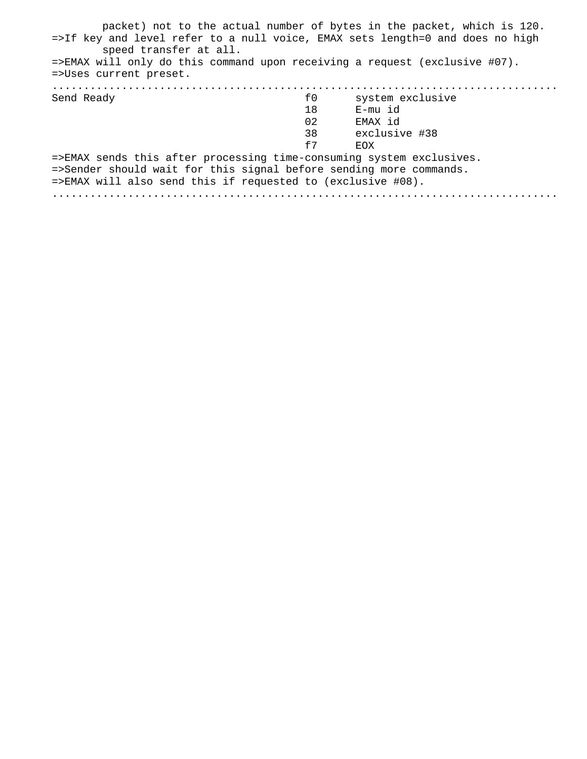```
        packet) not to the actual number of bytes in the packet, which is 120.
=>If key and level refer to a null voice, EMAX sets length=0 and does no high
        speed transfer at all.
=>EMAX will only do this command upon receiving a request (exclusive #07).
=>Uses current preset.
................................................................................
Send Ready                              f0      system exclusive
                                        18      E-mu id
                                        02      EMAX id
                                        38      exclusive #38
                                        f7      EOX
=>EMAX sends this after processing time-consuming system exclusives.
=>Sender should wait for this signal before sending more commands.
=>EMAX will also send this if requested to (exclusive #08).
................................................................................
```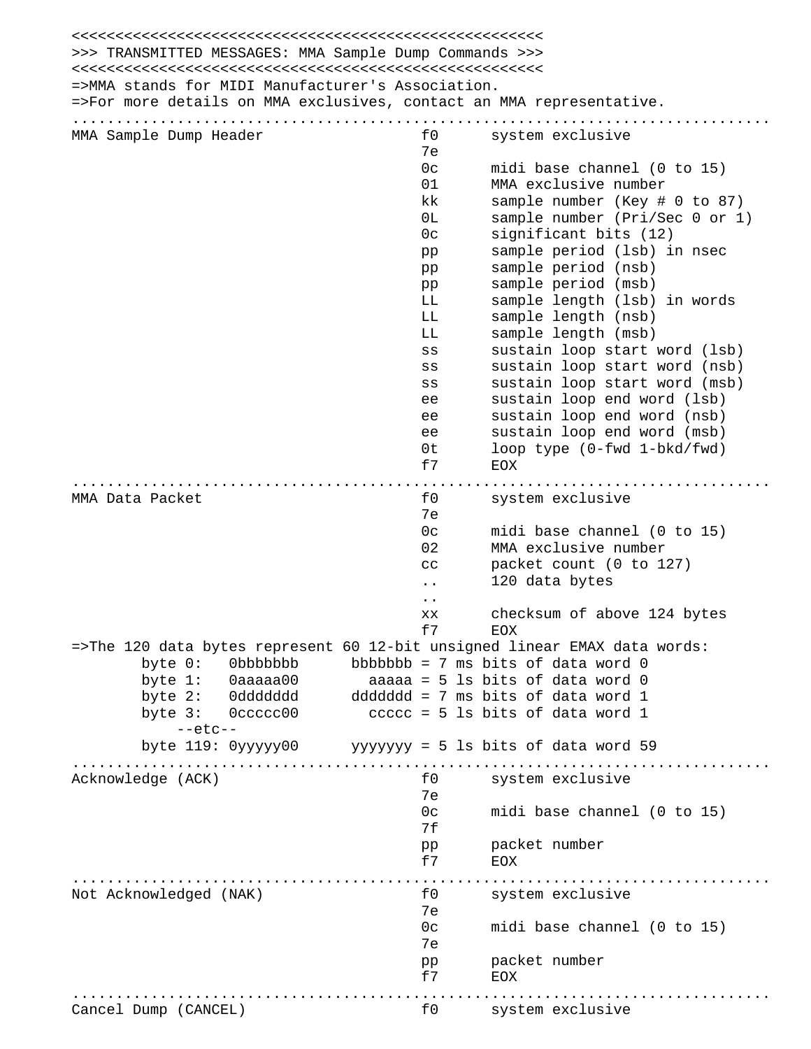```
<<<<<<<<<<<<<<<<<<<<<<<<<<<<<<<<<<<<<<<<<<<<<<<<<<<<<<
>>> TRANSMITTED MESSAGES: MMA Sample Dump Commands >>>
<<<<<<<<<<<<<<<<<<<<<<<<<<<<<<<<<<<<<<<<<<<<<<<<<<<<<<
=>MMA stands for MIDI Manufacturer's Association.
=>For more details on MMA exclusives, contact an MMA representative.
................................................................................
MMA Sample Dump Header                  f0      system exclusive
                                        7e
                                        0c      midi base channel (0 to 15)
                                        01      MMA exclusive number
                                        kk      sample number (Key # 0 to 87)
                                        0L      sample number (Pri/Sec 0 or 1)
                                        0c      significant bits (12)
                                        pp      sample period (lsb) in nsec
                                        pp      sample period (nsb)
                                        pp      sample period (msb)
                                        LL      sample length (lsb) in words
                                        LL      sample length (nsb)
                                        LL      sample length (msb)
                                        ss      sustain loop start word (lsb)
                                        ss      sustain loop start word (nsb)
                                        ss      sustain loop start word (msb)
                                        ee      sustain loop end word (lsb)
                                        ee      sustain loop end word (nsb)
                                        ee      sustain loop end word (msb)
                                        0t      loop type (0-fwd 1-bkd/fwd)
                                        f7      EOX
................................................................................
MMA Data Packet                         f0      system exclusive
                                        7e
                                        0c      midi base channel (0 to 15)
                                        02      MMA exclusive number
                                        cc      packet count (0 to 127)
                                        ..      120 data bytes
                                        ..
                                        xx      checksum of above 124 bytes
                                        f7      EOX
=>The 120 data bytes represent 60 12-bit unsigned linear EMAX data words:
        byte 0:   0bbbbbbb      bbbbbbb = 7 ms bits of data word 0
        byte 1:   0aaaaa00        aaaaa = 5 ls bits of data word 0
        byte 2:   0ddddddd      ddddddd = 7 ms bits of data word 1
        byte 3:   0ccccc00        ccccc = 5 ls bits of data word 1
            --etc--
        byte 119: 0yyyyy00      yyyyyyy = 5 ls bits of data word 59
................................................................................
Acknowledge (ACK)                       f0      system exclusive
                                        7e
                                        0c      midi base channel (0 to 15)
                                        7f
                                        pp      packet number
                                        f7      EOX
................................................................................
Not Acknowledged (NAK)                  f0      system exclusive
                                        7e
                                        0c      midi base channel (0 to 15)
                                        7e
                                        pp      packet number
                                        f7      EOX
................................................................................
Cancel Dump (CANCEL)                    f0      system exclusive
```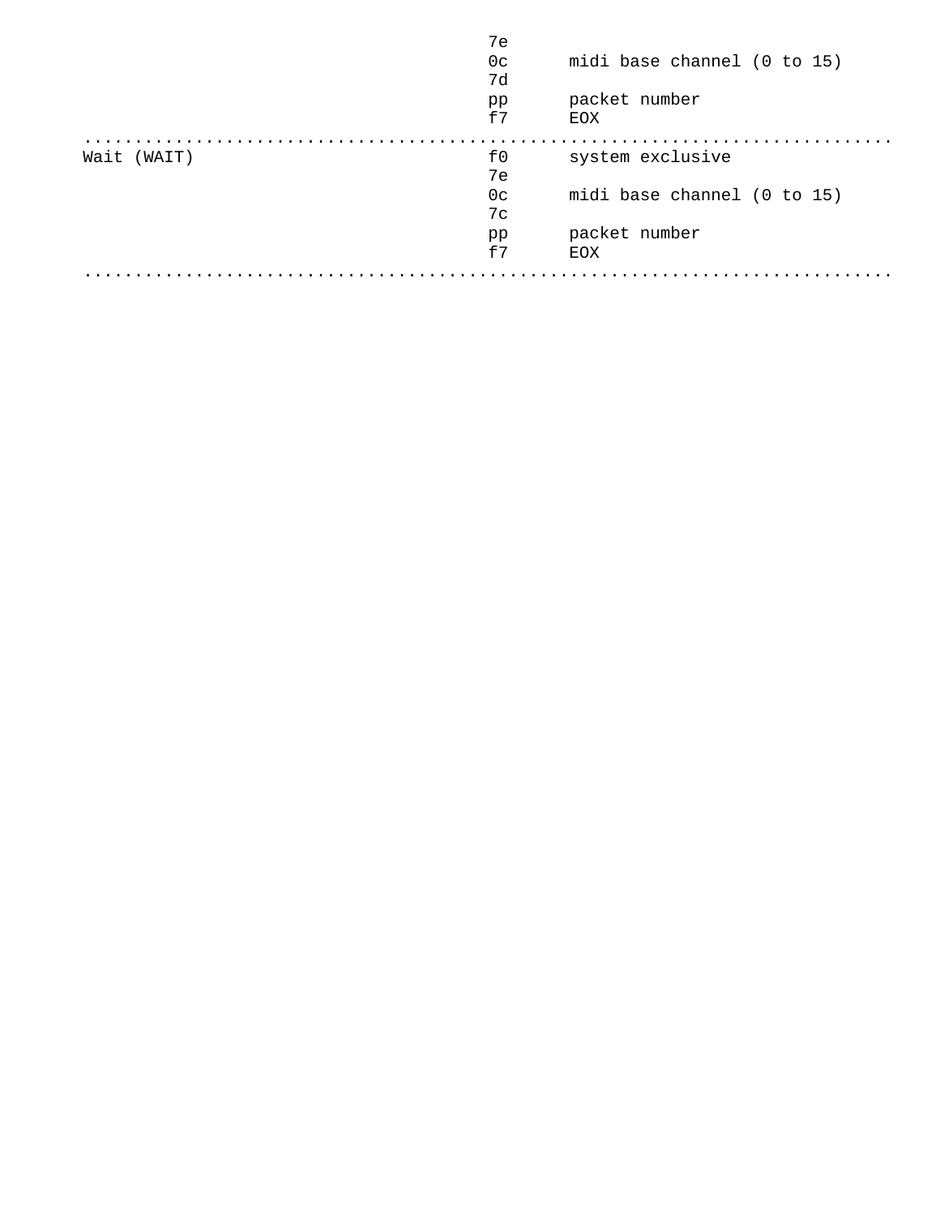```
                                        7e
                                        0c      midi base channel (0 to 15)
                                        7d
                                        pp      packet number
                                        f7      EOX
................................................................................
Wait (WAIT)                             f0      system exclusive
                                        7e
                                        0c      midi base channel (0 to 15)
                                        7c
                                        pp      packet number
                                        f7      EOX
................................................................................
```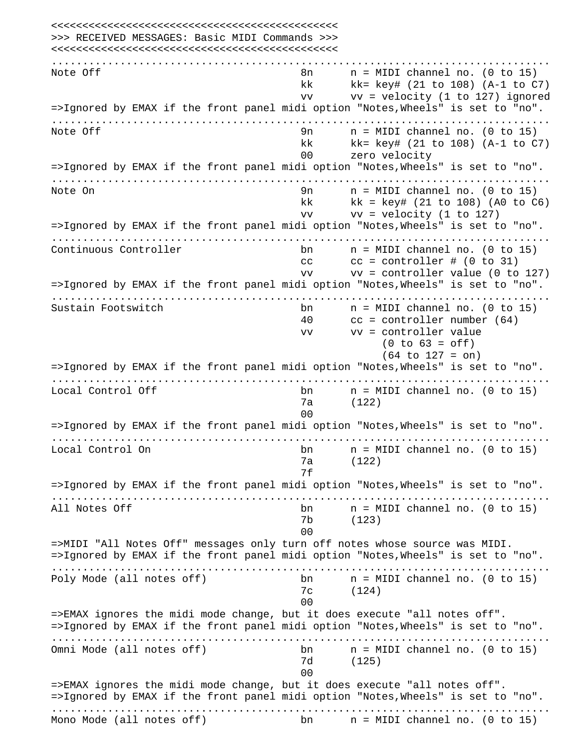```
<<<<<<<<<<<<<<<<<<<<<<<<<<<<<<<<<<<<<<<<<<<<<<<<
>>> RECEIVED MESSAGES: Basic MIDI Commands >>>
<<<<<<<<<<<<<<<<<<<<<<<<<<<<<<<<<<<<<<<<<<<<<<<<
................................................................................
Note Off                              8n      n = MIDI channel no. (0 to 15)
                                      kk      kk= key# (21 to 108) (A-1 to C7)
                                      vv      vv = velocity (1 to 127) ignored
=>Ignored by EMAX if the front panel midi option "Notes,Wheels" is set to "no".
................................................................................
Note Off                              9n      n = MIDI channel no. (0 to 15)
                                      kk      kk= key# (21 to 108) (A-1 to C7)
                                      00      zero velocity
=>Ignored by EMAX if the front panel midi option "Notes,Wheels" is set to "no".
................................................................................
Note On                               9n      n = MIDI channel no. (0 to 15)
                                      kk      kk = key# (21 to 108) (A0 to C6)
                                      vv      vv = velocity (1 to 127)
=>Ignored by EMAX if the front panel midi option "Notes,Wheels" is set to "no".
................................................................................
Continuous Controller                 bn      n = MIDI channel no. (0 to 15)
                                      cc      cc = controller # (0 to 31)
                                      vv      vv = controller value (0 to 127)
=>Ignored by EMAX if the front panel midi option "Notes,Wheels" is set to "no".
................................................................................
Sustain Footswitch                    bn      n = MIDI channel no. (0 to 15)
                                      40      cc = controller number (64)
                                      vv      vv = controller value
                                                   (0 to 63 = off)
                                                   (64 to 127 = on)
=>Ignored by EMAX if the front panel midi option "Notes,Wheels" is set to "no".
................................................................................
Local Control Off                     bn      n = MIDI channel no. (0 to 15)
                                      7a      (122)
                                      00
=>Ignored by EMAX if the front panel midi option "Notes,Wheels" is set to "no".
................................................................................
Local Control On                      bn      n = MIDI channel no. (0 to 15)
                                      7a      (122)
                                      7f
=>Ignored by EMAX if the front panel midi option "Notes,Wheels" is set to "no".
................................................................................
All Notes Off                         bn      n = MIDI channel no. (0 to 15)
                                      7b      (123)
                                      00
=>MIDI "All Notes Off" messages only turn off notes whose source was MIDI.
=>Ignored by EMAX if the front panel midi option "Notes,Wheels" is set to "no".
................................................................................
Poly Mode (all notes off)             bn      n = MIDI channel no. (0 to 15)
                                      7c      (124)
                                      00
=>EMAX ignores the midi mode change, but it does execute "all notes off".
=>Ignored by EMAX if the front panel midi option "Notes,Wheels" is set to "no".
................................................................................
Omni Mode (all notes off)             bn      n = MIDI channel no. (0 to 15)
                                      7d      (125)
                                      00
=>EMAX ignores the midi mode change, but it does execute "all notes off".
=>Ignored by EMAX if the front panel midi option "Notes,Wheels" is set to "no".
................................................................................
Mono Mode (all notes off)             bn      n = MIDI channel no. (0 to 15)
```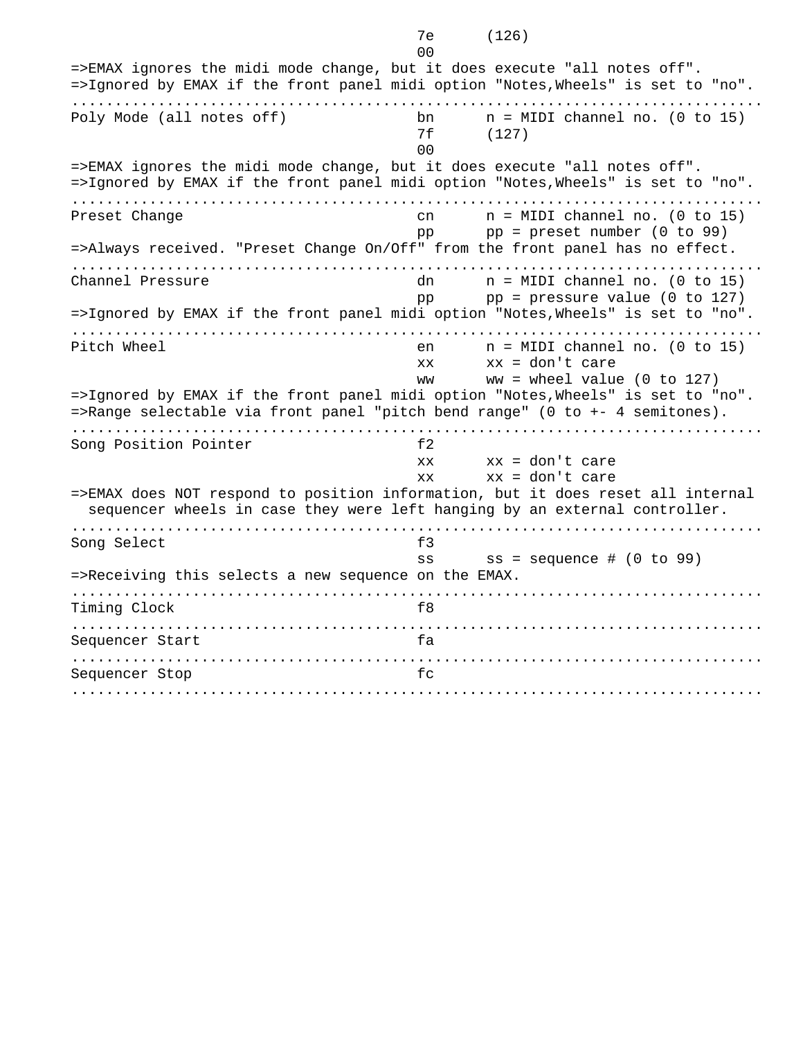```
                                       7e      (126)
                                       00
=>EMAX ignores the midi mode change, but it does execute "all notes off".
=>Ignored by EMAX if the front panel midi option "Notes,Wheels" is set to "no".
................................................................................
Poly Mode (all notes off)              bn      n = MIDI channel no. (0 to 15)
                                       7f      (127)
                                       00
=>EMAX ignores the midi mode change, but it does execute "all notes off".
=>Ignored by EMAX if the front panel midi option "Notes,Wheels" is set to "no".
................................................................................
Preset Change                          cn      n = MIDI channel no. (0 to 15)
                                       pp      pp = preset number (0 to 99)
=>Always received. "Preset Change On/Off" from the front panel has no effect.
................................................................................
Channel Pressure                       dn      n = MIDI channel no. (0 to 15)
                                       pp      pp = pressure value (0 to 127)
=>Ignored by EMAX if the front panel midi option "Notes,Wheels" is set to "no".
................................................................................
Pitch Wheel                            en      n = MIDI channel no. (0 to 15)
                                       xx      xx = don't care
                                       ww      ww = wheel value (0 to 127)
=>Ignored by EMAX if the front panel midi option "Notes,Wheels" is set to "no".
=>Range selectable via front panel "pitch bend range" (0 to +- 4 semitones).
................................................................................
Song Position Pointer                  f2
                                       xx      xx = don't care
                                       xx      xx = don't care
=>EMAX does NOT respond to position information, but it does reset all internal
  sequencer wheels in case they were left hanging by an external controller.
................................................................................
Song Select                            f3
                                       ss      ss = sequence # (0 to 99)
=>Receiving this selects a new sequence on the EMAX.
................................................................................
Timing Clock                           f8
................................................................................
Sequencer Start                        fa
................................................................................
Sequencer Stop                         fc
................................................................................
```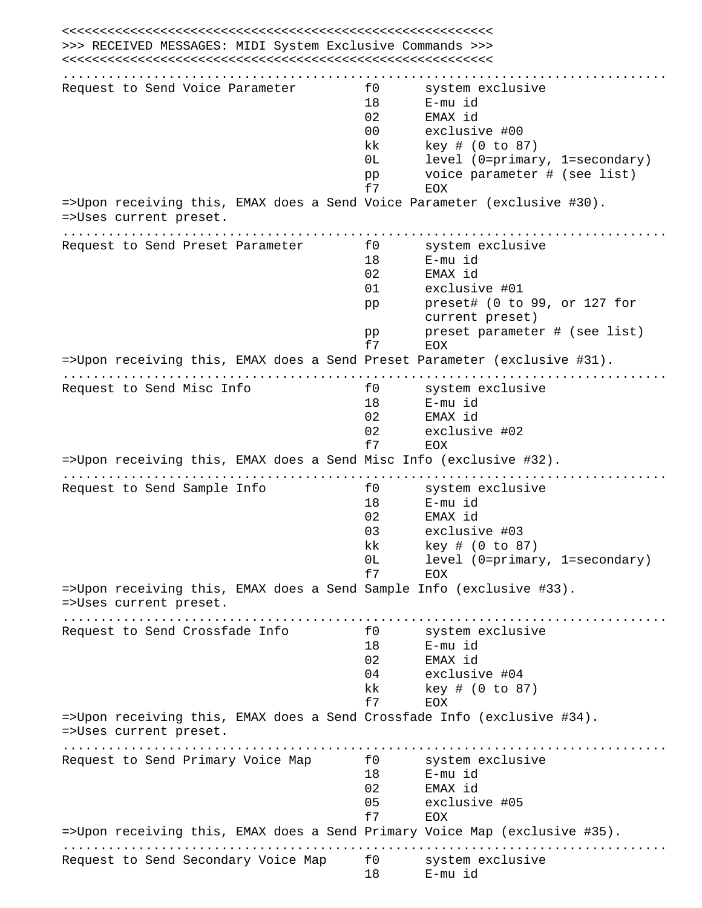```
<<<<<<<<<<<<<<<<<<<<<<<<<<<<<<<<<<<<<<<<<<<<<<<<<<<<<<<<<
>>> RECEIVED MESSAGES: MIDI System Exclusive Commands >>>
<<<<<<<<<<<<<<<<<<<<<<<<<<<<<<<<<<<<<<<<<<<<<<<<<<<<<<<<<
................................................................................
Request to Send Voice Parameter        f0      system exclusive
                                       18      E-mu id
                                       02      EMAX id
                                       00      exclusive #00
                                       kk      key # (0 to 87)
                                       0L      level (0=primary, 1=secondary)
                                       pp      voice parameter # (see list)
                                       f7      EOX
=>Upon receiving this, EMAX does a Send Voice Parameter (exclusive #30).
=>Uses current preset.
................................................................................
Request to Send Preset Parameter       f0      system exclusive
                                       18      E-mu id
                                       02      EMAX id
                                       01      exclusive #01
                                       pp      preset# (0 to 99, or 127 for
                                               current preset)
                                       pp      preset parameter # (see list)
                                       f7      EOX
=>Upon receiving this, EMAX does a Send Preset Parameter (exclusive #31).
................................................................................
Request to Send Misc Info              f0      system exclusive
                                       18      E-mu id
                                       02      EMAX id
                                       02      exclusive #02
                                       f7      EOX
=>Upon receiving this, EMAX does a Send Misc Info (exclusive #32).
................................................................................
Request to Send Sample Info            f0      system exclusive
                                       18      E-mu id
                                       02      EMAX id
                                       03      exclusive #03
                                       kk      key # (0 to 87)
                                       0L      level (0=primary, 1=secondary)
                                       f7      EOX
=>Upon receiving this, EMAX does a Send Sample Info (exclusive #33).
=>Uses current preset.
................................................................................
Request to Send Crossfade Info         f0      system exclusive
                                       18      E-mu id
                                       02      EMAX id
                                       04      exclusive #04
                                       kk      key # (0 to 87)
                                       f7      EOX
=>Upon receiving this, EMAX does a Send Crossfade Info (exclusive #34).
=>Uses current preset.
................................................................................
Request to Send Primary Voice Map      f0      system exclusive
                                       18      E-mu id
                                       02      EMAX id
                                       05      exclusive #05
                                       f7      EOX
=>Upon receiving this, EMAX does a Send Primary Voice Map (exclusive #35).
................................................................................
Request to Send Secondary Voice Map    f0      system exclusive
                                       18      E-mu id
```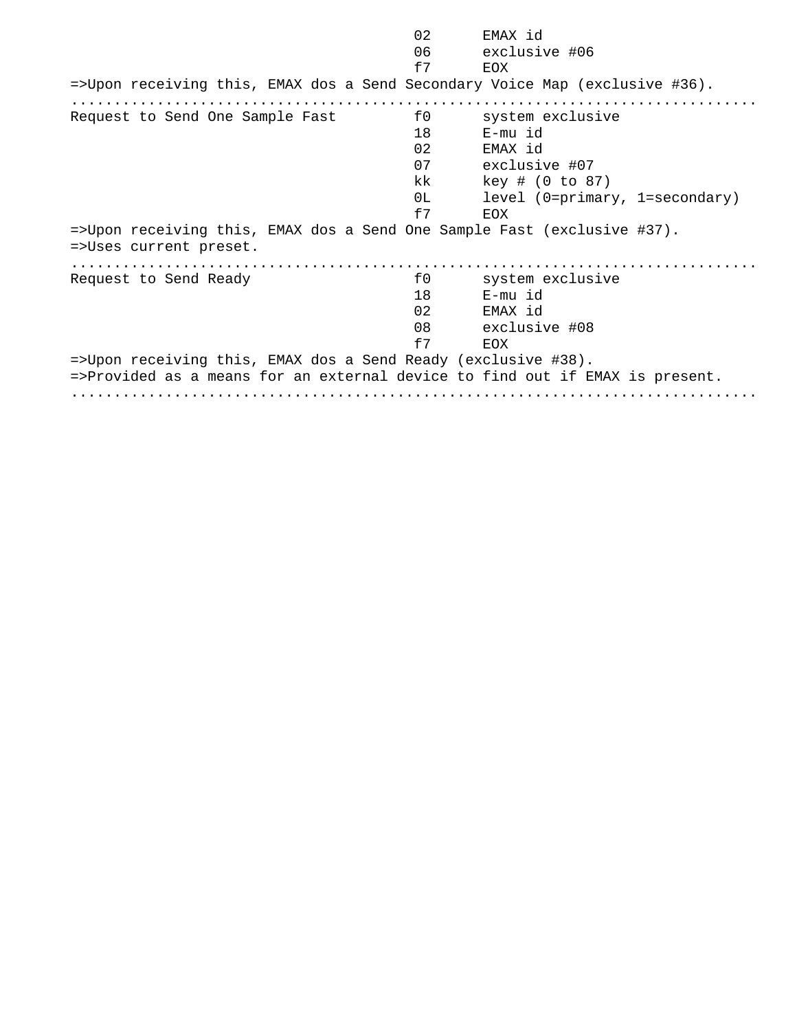```
                                        02      EMAX id
                                        06      exclusive #06
                                        f7      EOX
=>Upon receiving this, EMAX dos a Send Secondary Voice Map (exclusive #36).
................................................................................
Request to Send One Sample Fast         f0      system exclusive
                                        18      E-mu id
                                        02      EMAX id
                                        07      exclusive #07
                                        kk      key # (0 to 87)
                                        0L      level (0=primary, 1=secondary)
                                        f7      EOX
=>Upon receiving this, EMAX dos a Send One Sample Fast (exclusive #37).
=>Uses current preset.
................................................................................
Request to Send Ready                   f0      system exclusive
                                        18      E-mu id
                                        02      EMAX id
                                        08      exclusive #08
                                        f7      EOX
=>Upon receiving this, EMAX dos a Send Ready (exclusive #38).
=>Provided as a means for an external device to find out if EMAX is present.
................................................................................
```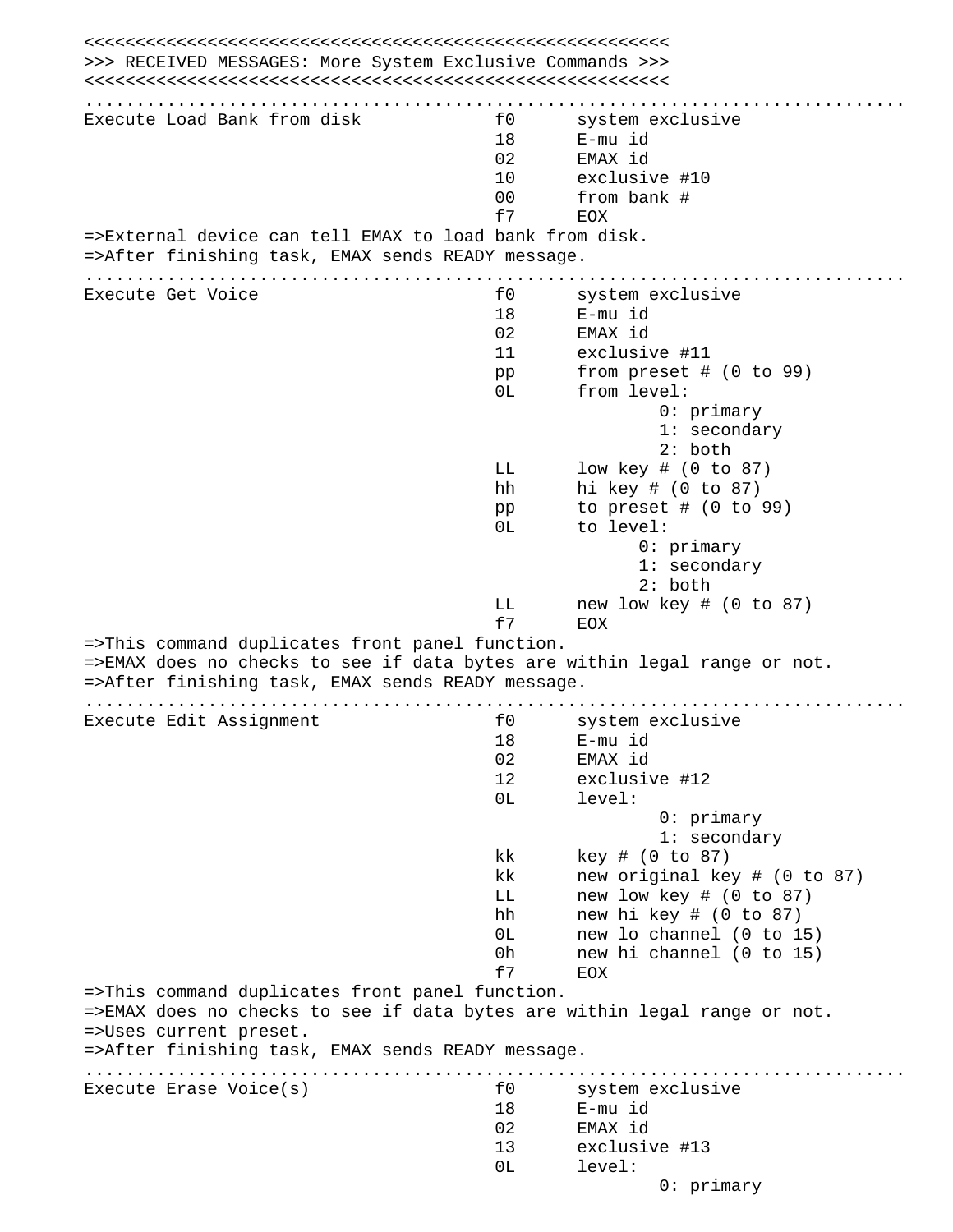```
<<<<<<<<<<<<<<<<<<<<<<<<<<<<<<<<<<<<<<<<<<<<<<<<<<<<<<<<<
>>> RECEIVED MESSAGES: More System Exclusive Commands >>>
<<<<<<<<<<<<<<<<<<<<<<<<<<<<<<<<<<<<<<<<<<<<<<<<<<<<<<<<<
................................................................................
Execute Load Bank from disk            f0      system exclusive
                                       18      E-mu id
                                       02      EMAX id
                                       10      exclusive #10
                                       00      from bank #
                                       f7      EOX
=>External device can tell EMAX to load bank from disk.
=>After finishing task, EMAX sends READY message.
................................................................................
Execute Get Voice                      f0      system exclusive
                                       18      E-mu id
                                       02      EMAX id
                                       11      exclusive #11
                                       pp      from preset # (0 to 99)
                                       0L      from level:
                                                       0: primary
                                                       1: secondary
                                                       2: both
                                       LL      low key # (0 to 87)
                                       hh      hi key # (0 to 87)
                                       pp      to preset # (0 to 99)
                                       0L      to level:
                                                     0: primary
                                                     1: secondary
                                                     2: both
                                       LL      new low key # (0 to 87)
                                       f7      EOX
=>This command duplicates front panel function.
=>EMAX does no checks to see if data bytes are within legal range or not.
=>After finishing task, EMAX sends READY message.
................................................................................
Execute Edit Assignment                f0      system exclusive
                                       18      E-mu id
                                       02      EMAX id
                                       12      exclusive #12
                                       0L      level:
                                                       0: primary
                                                       1: secondary
                                       kk      key # (0 to 87)
                                       kk      new original key # (0 to 87)
                                       LL      new low key # (0 to 87)
                                       hh      new hi key # (0 to 87)
                                       0L      new lo channel (0 to 15)
                                       0h      new hi channel (0 to 15)
                                       f7      EOX
=>This command duplicates front panel function.
=>EMAX does no checks to see if data bytes are within legal range or not.
=>Uses current preset.
=>After finishing task, EMAX sends READY message.
................................................................................
Execute Erase Voice(s)                 f0      system exclusive
                                       18      E-mu id
                                       02      EMAX id
                                       13      exclusive #13
                                       0L      level:
                                                       0: primary
```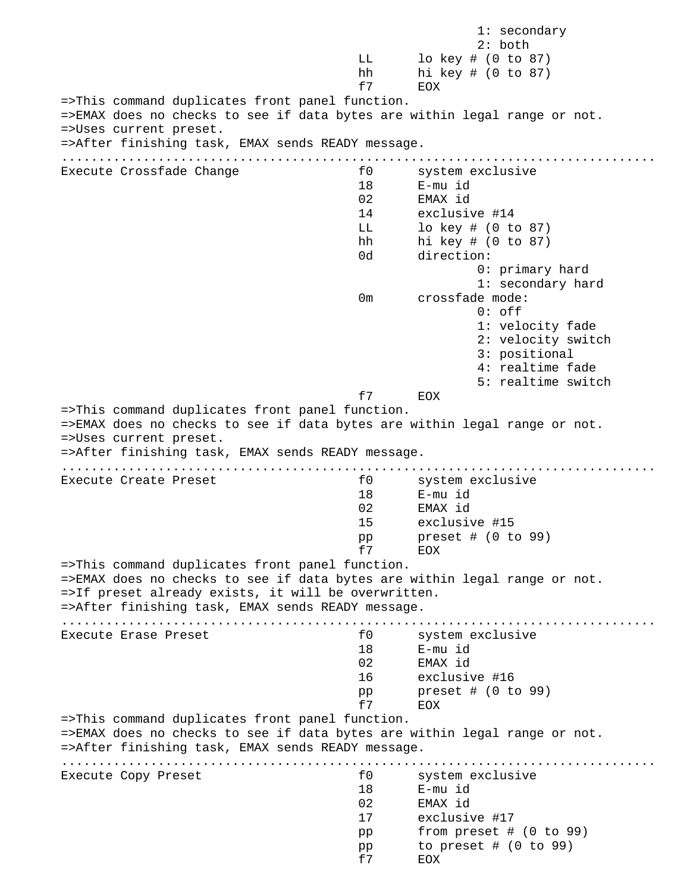```
                                                        1: secondary
                                                        2: both
                                        LL      lo key # (0 to 87)
                                        hh      hi key # (0 to 87)
                                        f7      EOX
=>This command duplicates front panel function.
=>EMAX does no checks to see if data bytes are within legal range or not.
=>Uses current preset.
=>After finishing task, EMAX sends READY message.
.............................................................................
Execute Crossfade Change                f0      system exclusive
                                        18      E-mu id
                                        02      EMAX id
                                        14      exclusive #14
                                        LL      lo key # (0 to 87)
                                        hh      hi key # (0 to 87)
                                        0d      direction:
                                                        0: primary hard
                                                        1: secondary hard
                                        0m      crossfade mode:
                                                        0: off
                                                        1: velocity fade
                                                        2: velocity switch
                                                        3: positional
                                                        4: realtime fade
                                                        5: realtime switch
                                        f7      EOX
=>This command duplicates front panel function.
=>EMAX does no checks to see if data bytes are within legal range or not.
=>Uses current preset.
=>After finishing task, EMAX sends READY message.
.............................................................................
Execute Create Preset                   f0      system exclusive
                                        18      E-mu id
                                        02      EMAX id
                                        15      exclusive #15
                                        pp      preset # (0 to 99)
                                        f7      EOX
=>This command duplicates front panel function.
=>EMAX does no checks to see if data bytes are within legal range or not.
=>If preset already exists, it will be overwritten.
=>After finishing task, EMAX sends READY message.
.............................................................................
Execute Erase Preset                    f0      system exclusive
                                        18      E-mu id
                                        02      EMAX id
                                        16      exclusive #16
                                        pp      preset # (0 to 99)
                                        f7      EOX
=>This command duplicates front panel function.
=>EMAX does no checks to see if data bytes are within legal range or not.
=>After finishing task, EMAX sends READY message.
.............................................................................
Execute Copy Preset                     f0      system exclusive
                                        18      E-mu id
                                        02      EMAX id
                                        17      exclusive #17
                                        pp      from preset # (0 to 99)
                                        pp      to preset # (0 to 99)
                                        f7      EOX
```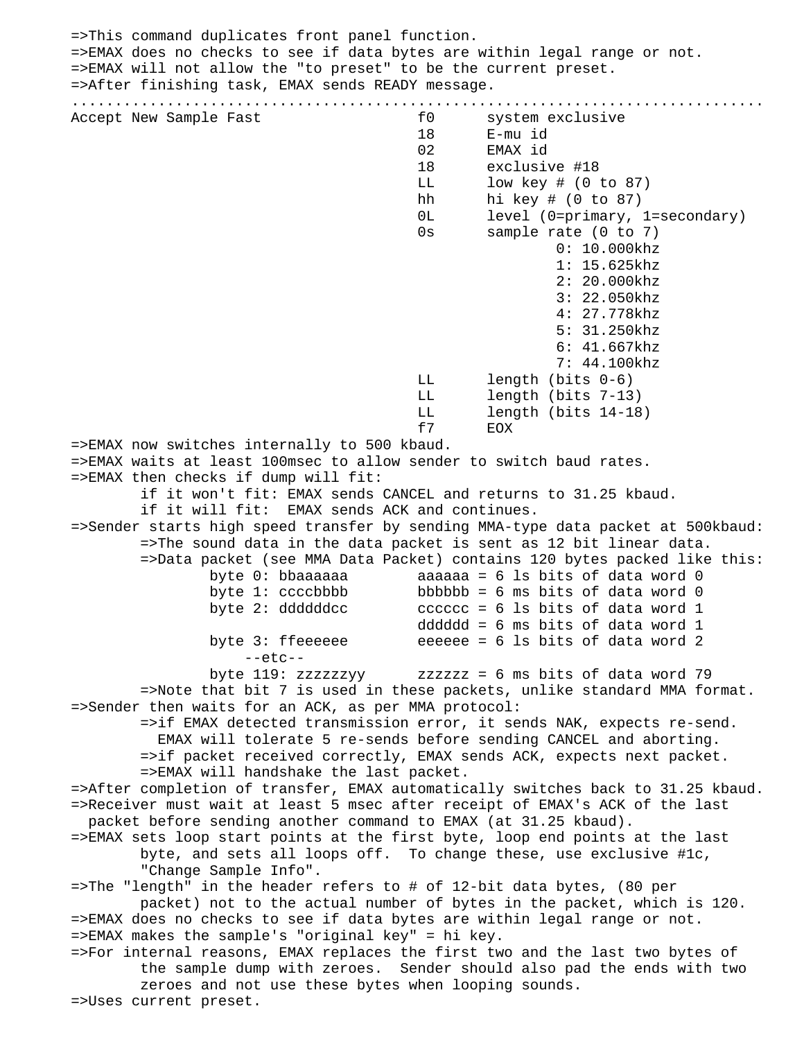```
=>This command duplicates front panel function.
=>EMAX does no checks to see if data bytes are within legal range or not.
=>EMAX will not allow the "to preset" to be the current preset.
=>After finishing task, EMAX sends READY message.
..........................................................................
Accept New Sample Fast                 f0      system exclusive
                                       18      E-mu id
                                       02      EMAX id
                                       18      exclusive #18
                                       LL      low key # (0 to 87)
                                       hh      hi key # (0 to 87)
                                       0L      level (0=primary, 1=secondary)
                                       0s      sample rate (0 to 7)
                                                       0: 10.000khz
                                                       1: 15.625khz
                                                       2: 20.000khz
                                                       3: 22.050khz
                                                       4: 27.778khz
                                                       5: 31.250khz
                                                       6: 41.667khz
                                                       7: 44.100khz
                                       LL      length (bits 0-6)
                                       LL      length (bits 7-13)
                                       LL      length (bits 14-18)
                                       f7      EOX
=>EMAX now switches internally to 500 kbaud.
=>EMAX waits at least 100msec to allow sender to switch baud rates.
=>EMAX then checks if dump will fit:
        if it won't fit: EMAX sends CANCEL and returns to 31.25 kbaud.
        if it will fit:  EMAX sends ACK and continues.
=>Sender starts high speed transfer by sending MMA-type data packet at 500kbaud:
        =>The sound data in the data packet is sent as 12 bit linear data.
        =>Data packet (see MMA Data Packet) contains 120 bytes packed like this:
                byte 0: bbaaaaaa        aaaaaa = 6 ls bits of data word 0
                byte 1: ccccbbbb        bbbbbb = 6 ms bits of data word 0
                byte 2: ddddddcc        cccccc = 6 ls bits of data word 1
                                        dddddd = 6 ms bits of data word 1
                byte 3: ffeeeeee        eeeeee = 6 ls bits of data word 2
                    --etc--
                byte 119: zzzzzzyy      zzzzzz = 6 ms bits of data word 79
        =>Note that bit 7 is used in these packets, unlike standard MMA format.
=>Sender then waits for an ACK, as per MMA protocol:
        =>if EMAX detected transmission error, it sends NAK, expects re-send.
          EMAX will tolerate 5 re-sends before sending CANCEL and aborting.
        =>if packet received correctly, EMAX sends ACK, expects next packet.
        =>EMAX will handshake the last packet.
=>After completion of transfer, EMAX automatically switches back to 31.25 kbaud.
=>Receiver must wait at least 5 msec after receipt of EMAX's ACK of the last
  packet before sending another command to EMAX (at 31.25 kbaud).
=>EMAX sets loop start points at the first byte, loop end points at the last
        byte, and sets all loops off.  To change these, use exclusive #1c,
        "Change Sample Info".
=>The "length" in the header refers to # of 12-bit data bytes, (80 per
        packet) not to the actual number of bytes in the packet, which is 120.
=>EMAX does no checks to see if data bytes are within legal range or not.
=>EMAX makes the sample's "original key" = hi key.
=>For internal reasons, EMAX replaces the first two and the last two bytes of
        the sample dump with zeroes.  Sender should also pad the ends with two
        zeroes and not use these bytes when looping sounds.
=>Uses current preset.
```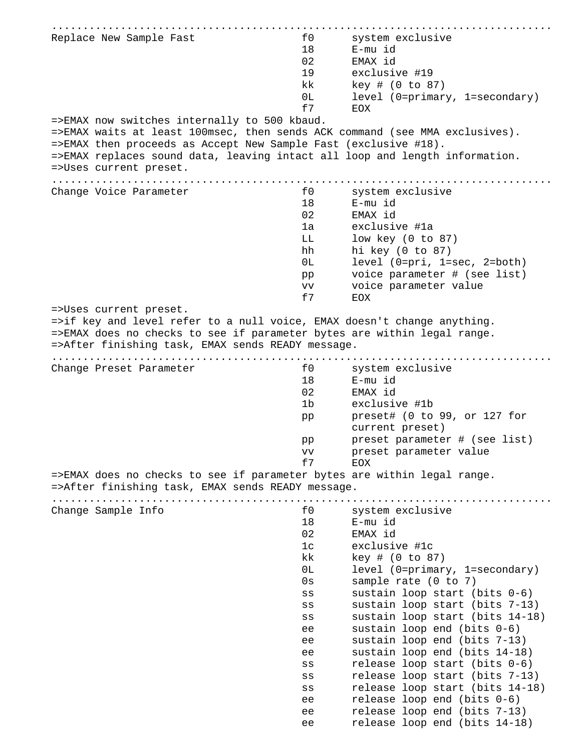```
..............................................................................
Replace New Sample Fast                 f0      system exclusive
                                        18      E-mu id
                                        02      EMAX id
                                        19      exclusive #19
                                        kk      key # (0 to 87)
                                        0L      level (0=primary, 1=secondary)
                                        f7      EOX
=>EMAX now switches internally to 500 kbaud.
=>EMAX waits at least 100msec, then sends ACK command (see MMA exclusives).
=>EMAX then proceeds as Accept New Sample Fast (exclusive #18).
=>EMAX replaces sound data, leaving intact all loop and length information.
=>Uses current preset.
..............................................................................
Change Voice Parameter                  f0      system exclusive
                                        18      E-mu id
                                        02      EMAX id
                                        1a      exclusive #1a
                                        LL      low key (0 to 87)
                                        hh      hi key (0 to 87)
                                        0L      level (0=pri, 1=sec, 2=both)
                                        pp      voice parameter # (see list)
                                        vv      voice parameter value
                                        f7      EOX
=>Uses current preset.
=>if key and level refer to a null voice, EMAX doesn't change anything.
=>EMAX does no checks to see if parameter bytes are within legal range.
=>After finishing task, EMAX sends READY message.
..............................................................................
Change Preset Parameter                 f0      system exclusive
                                        18      E-mu id
                                        02      EMAX id
                                        1b      exclusive #1b
                                        pp      preset# (0 to 99, or 127 for
                                                current preset)
                                        pp      preset parameter # (see list)
                                        vv      preset parameter value
                                        f7      EOX
=>EMAX does no checks to see if parameter bytes are within legal range.
=>After finishing task, EMAX sends READY message.
..............................................................................
Change Sample Info                      f0      system exclusive
                                        18      E-mu id
                                        02      EMAX id
                                        1c      exclusive #1c
                                        kk      key # (0 to 87)
                                        0L      level (0=primary, 1=secondary)
                                        0s      sample rate (0 to 7)
                                        ss      sustain loop start (bits 0-6)
                                        ss      sustain loop start (bits 7-13)
                                        ss      sustain loop start (bits 14-18)
                                        ee      sustain loop end (bits 0-6)
                                        ee      sustain loop end (bits 7-13)
                                        ee      sustain loop end (bits 14-18)
                                        ss      release loop start (bits 0-6)
                                        ss      release loop start (bits 7-13)
                                        ss      release loop start (bits 14-18)
                                        ee      release loop end (bits 0-6)
                                        ee      release loop end (bits 7-13)
                                        ee      release loop end (bits 14-18)
```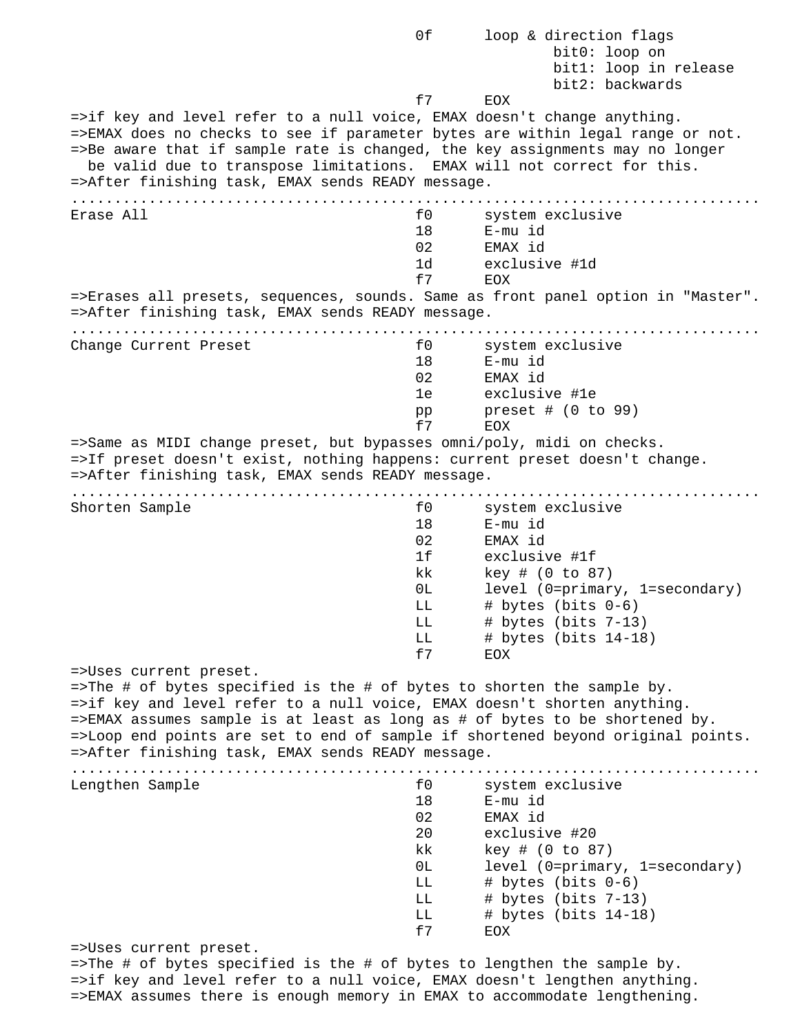```
                                        0f      loop & direction flags
                                                        bit0: loop on
                                                        bit1: loop in release
                                                        bit2: backwards
                                        f7      EOX
=>if key and level refer to a null voice, EMAX doesn't change anything.
=>EMAX does no checks to see if parameter bytes are within legal range or not.
=>Be aware that if sample rate is changed, the key assignments may no longer
  be valid due to transpose limitations.  EMAX will not correct for this.
=>After finishing task, EMAX sends READY message.
................................................................................
Erase All                               f0      system exclusive
                                        18      E-mu id
                                        02      EMAX id
                                        1d      exclusive #1d
                                        f7      EOX
=>Erases all presets, sequences, sounds. Same as front panel option in "Master".
=>After finishing task, EMAX sends READY message.
................................................................................
Change Current Preset                   f0      system exclusive
                                        18      E-mu id
                                        02      EMAX id
                                        1e      exclusive #1e
                                        pp      preset # (0 to 99)
                                        f7      EOX
=>Same as MIDI change preset, but bypasses omni/poly, midi on checks.
=>If preset doesn't exist, nothing happens: current preset doesn't change.
=>After finishing task, EMAX sends READY message.
................................................................................
Shorten Sample                          f0      system exclusive
                                        18      E-mu id
                                        02      EMAX id
                                        1f      exclusive #1f
                                        kk      key # (0 to 87)
                                        0L      level (0=primary, 1=secondary)
                                        LL      # bytes (bits 0-6)
                                        LL      # bytes (bits 7-13)
                                        LL      # bytes (bits 14-18)
                                        f7      EOX
=>Uses current preset.
=>The # of bytes specified is the # of bytes to shorten the sample by.
=>if key and level refer to a null voice, EMAX doesn't shorten anything.
=>EMAX assumes sample is at least as long as # of bytes to be shortened by.
=>Loop end points are set to end of sample if shortened beyond original points.
=>After finishing task, EMAX sends READY message.
................................................................................
Lengthen Sample                         f0      system exclusive
                                        18      E-mu id
                                        02      EMAX id
                                        20      exclusive #20
                                        kk      key # (0 to 87)
                                        0L      level (0=primary, 1=secondary)
                                        LL      # bytes (bits 0-6)
                                        LL      # bytes (bits 7-13)
                                        LL      # bytes (bits 14-18)
                                        f7      EOX
=>Uses current preset.
=>The # of bytes specified is the # of bytes to lengthen the sample by.
=>if key and level refer to a null voice, EMAX doesn't lengthen anything.
=>EMAX assumes there is enough memory in EMAX to accommodate lengthening.
```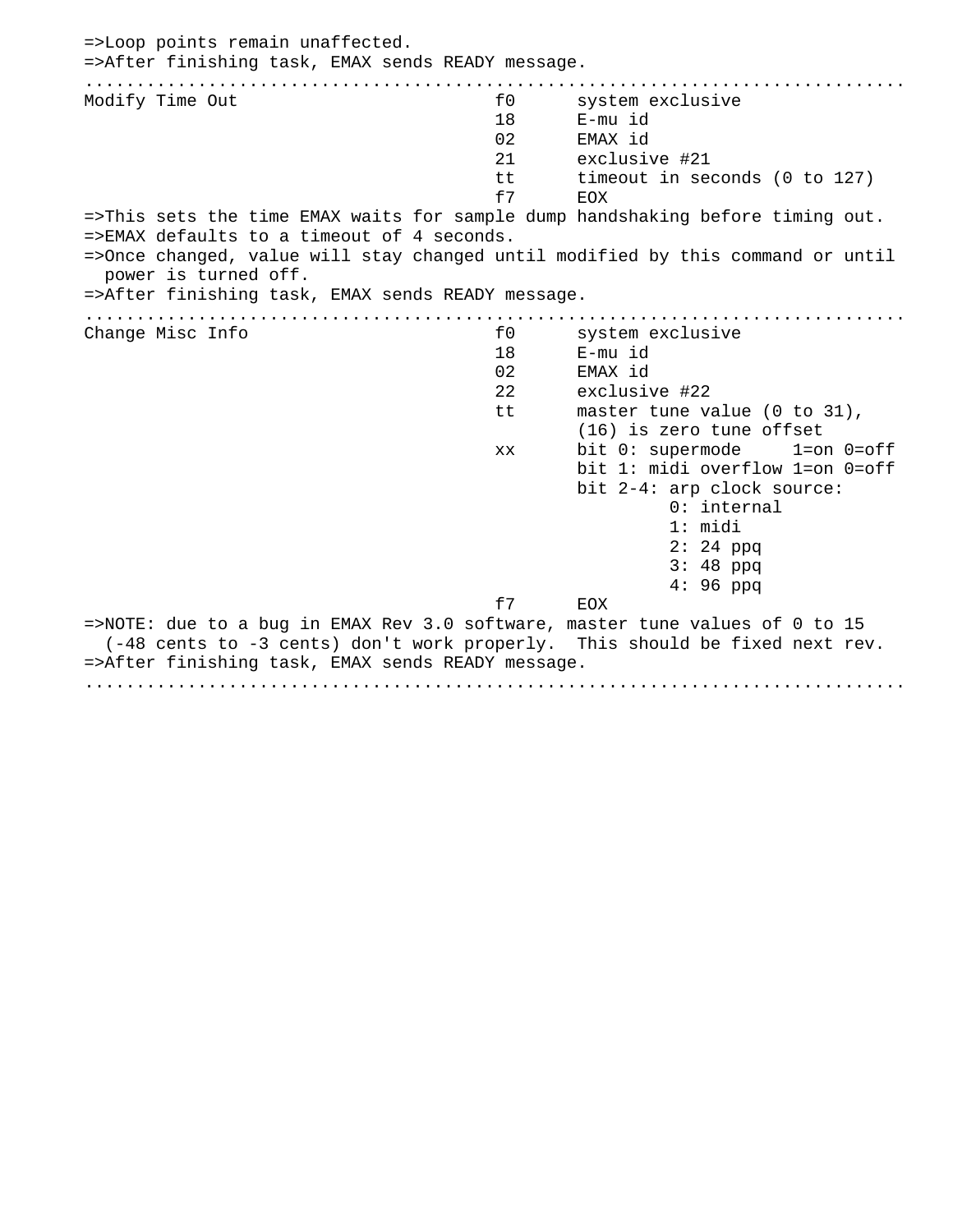```
=>Loop points remain unaffected.
=>After finishing task, EMAX sends READY message.
................................................................................
Modify Time Out                        f0      system exclusive
                                       18      E-mu id
                                       02      EMAX id
                                       21      exclusive #21
                                       tt      timeout in seconds (0 to 127)
                                       f7      EOX
=>This sets the time EMAX waits for sample dump handshaking before timing out.
=>EMAX defaults to a timeout of 4 seconds.
=>Once changed, value will stay changed until modified by this command or until
  power is turned off.
=>After finishing task, EMAX sends READY message.
................................................................................
Change Misc Info                       f0      system exclusive
                                       18      E-mu id
                                       02      EMAX id
                                       22      exclusive #22
                                       tt      master tune value (0 to 31),
                                               (16) is zero tune offset
                                       xx      bit 0: supermode     1=on 0=off
                                               bit 1: midi overflow 1=on 0=off
                                               bit 2-4: arp clock source:
                                                        0: internal
                                                        1: midi
                                                        2: 24 ppq
                                                        3: 48 ppq
                                                        4: 96 ppq
                                       f7      EOX
=>NOTE: due to a bug in EMAX Rev 3.0 software, master tune values of 0 to 15
  (-48 cents to -3 cents) don't work properly.  This should be fixed next rev.
=>After finishing task, EMAX sends READY message.
................................................................................
```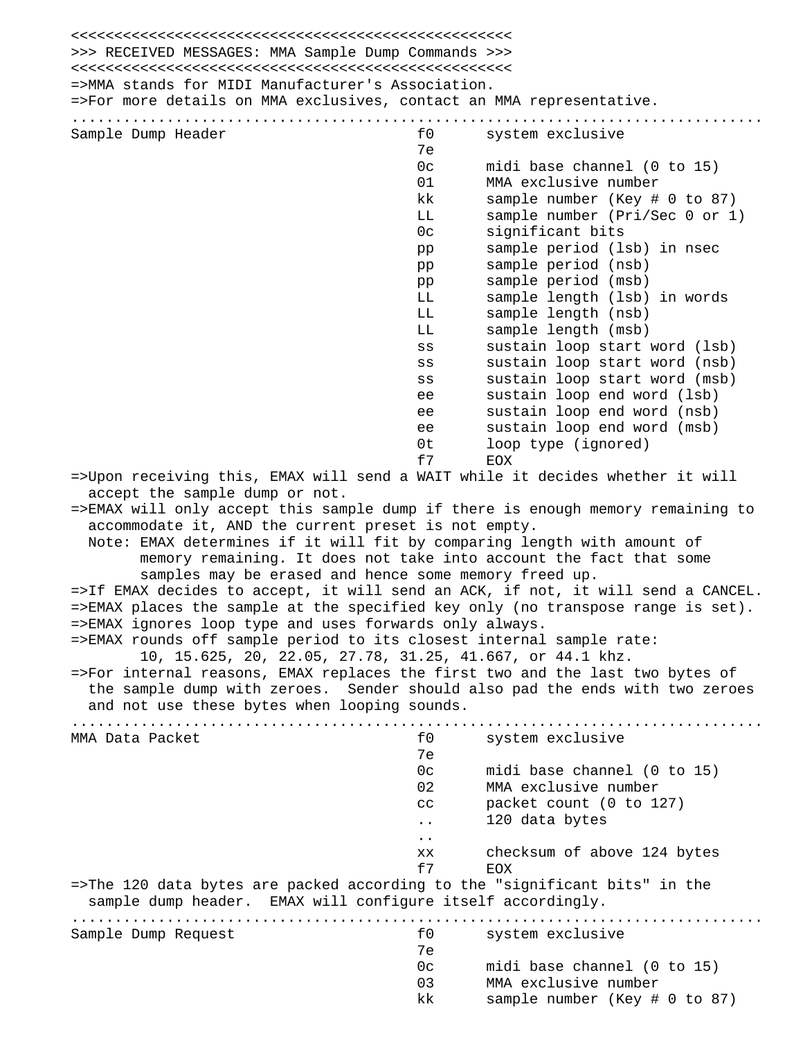```
<<<<<<<<<<<<<<<<<<<<<<<<<<<<<<<<<<<<<<<<<<<<<<<<<<<
>>> RECEIVED MESSAGES: MMA Sample Dump Commands >>>
<<<<<<<<<<<<<<<<<<<<<<<<<<<<<<<<<<<<<<<<<<<<<<<<<<<
=>MMA stands for MIDI Manufacturer's Association.
=>For more details on MMA exclusives, contact an MMA representative.
................................................................................
Sample Dump Header                      f0      system exclusive
                                        7e
                                        0c      midi base channel (0 to 15)
                                        01      MMA exclusive number
                                        kk      sample number (Key # 0 to 87)
                                        LL      sample number (Pri/Sec 0 or 1)
                                        0c      significant bits
                                        pp      sample period (lsb) in nsec
                                        pp      sample period (nsb)
                                        pp      sample period (msb)
                                        LL      sample length (lsb) in words
                                        LL      sample length (nsb)
                                        LL      sample length (msb)
                                        ss      sustain loop start word (lsb)
                                        ss      sustain loop start word (nsb)
                                        ss      sustain loop start word (msb)
                                        ee      sustain loop end word (lsb)
                                        ee      sustain loop end word (nsb)
                                        ee      sustain loop end word (msb)
                                        0t      loop type (ignored)
                                        f7      EOX
=>Upon receiving this, EMAX will send a WAIT while it decides whether it will
  accept the sample dump or not.
=>EMAX will only accept this sample dump if there is enough memory remaining to
  accommodate it, AND the current preset is not empty.
  Note: EMAX determines if it will fit by comparing length with amount of
        memory remaining. It does not take into account the fact that some
        samples may be erased and hence some memory freed up.
=>If EMAX decides to accept, it will send an ACK, if not, it will send a CANCEL.
=>EMAX places the sample at the specified key only (no transpose range is set).
=>EMAX ignores loop type and uses forwards only always.
=>EMAX rounds off sample period to its closest internal sample rate:
        10, 15.625, 20, 22.05, 27.78, 31.25, 41.667, or 44.1 khz.
=>For internal reasons, EMAX replaces the first two and the last two bytes of
  the sample dump with zeroes.  Sender should also pad the ends with two zeroes
  and not use these bytes when looping sounds.
................................................................................
MMA Data Packet                         f0      system exclusive
                                        7e
                                        0c      midi base channel (0 to 15)
                                        02      MMA exclusive number
                                        cc      packet count (0 to 127)
                                        ..      120 data bytes
                                        ..
                                        xx      checksum of above 124 bytes
                                        f7      EOX
=>The 120 data bytes are packed according to the "significant bits" in the
  sample dump header.  EMAX will configure itself accordingly.
................................................................................
Sample Dump Request                     f0      system exclusive
                                        7e
                                        0c      midi base channel (0 to 15)
                                        03      MMA exclusive number
                                        kk      sample number (Key # 0 to 87)
```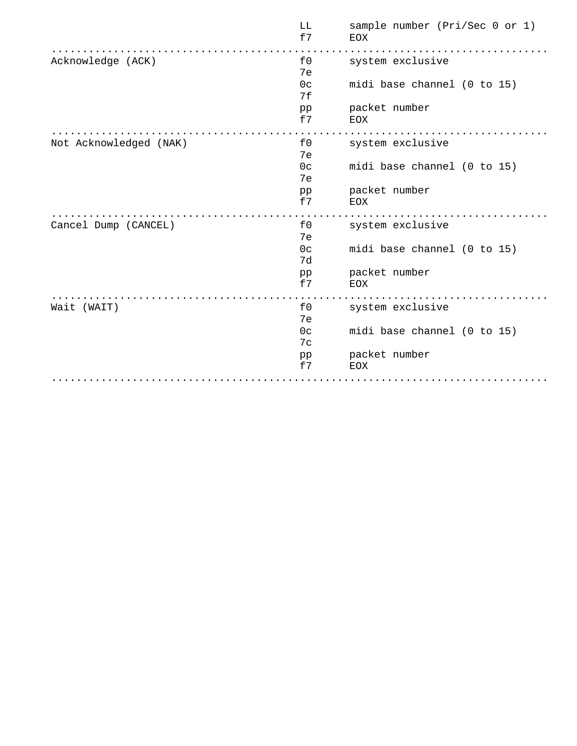```
                                        LL      sample number (Pri/Sec 0 or 1)
                                        f7      EOX
................................................................................
Acknowledge (ACK)                       f0      system exclusive
                                        7e
                                        0c      midi base channel (0 to 15)
                                        7f
                                        pp      packet number
                                        f7      EOX
................................................................................
Not Acknowledged (NAK)                  f0      system exclusive
                                        7e
                                        0c      midi base channel (0 to 15)
                                        7e
                                        pp      packet number
                                        f7      EOX
................................................................................
Cancel Dump (CANCEL)                    f0      system exclusive
                                        7e
                                        0c      midi base channel (0 to 15)
                                        7d
                                        pp      packet number
                                        f7      EOX
................................................................................
Wait (WAIT)                             f0      system exclusive
                                        7e
                                        0c      midi base channel (0 to 15)
                                        7c
                                        pp      packet number
                                        f7      EOX
................................................................................
```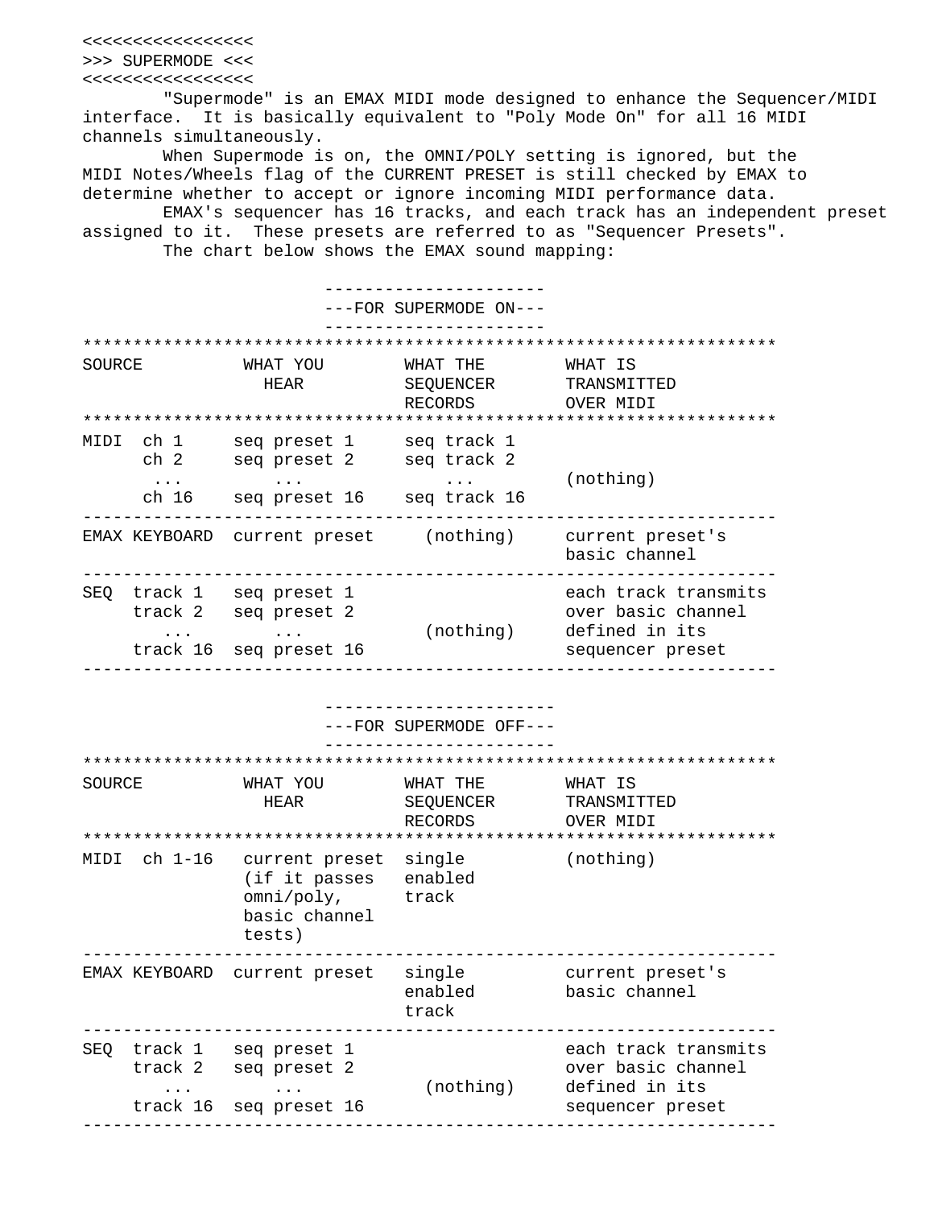# SUPERMODE

"Supermode" is an EMAX MIDI mode designed to enhance the Sequencer/MIDI interface. It is basically equivalent to "Poly Mode On" for all 16 MIDI channels simultaneously.

When Supermode is on, the OMNI/POLY setting is ignored, but the MIDI Notes/Wheels flag of the CURRENT PRESET is still checked by EMAX to determine whether to accept or ignore incoming MIDI performance data.

EMAX's sequencer has 16 tracks, and each track has an independent preset assigned to it. These presets are referred to as "Sequencer Presets".

The chart below shows the EMAX sound mapping:

### FOR SUPERMODE ON

| SOURCE | WHAT YOU HEAR | WHAT THE SEQUENCER RECORDS | WHAT IS TRANSMITTED OVER MIDI |
|---|---|---|---|
| MIDI ch 1 | seq preset 1 | seq track 1 | (nothing) |
| ch 2 | seq preset 2 | seq track 2 | |
| ... | ... | ... | |
| ch 16 | seq preset 16 | seq track 16 | |
| EMAX KEYBOARD | current preset | (nothing) | current preset's basic channel |
| SEQ track 1 | seq preset 1 | (nothing) | each track transmits over basic channel defined in its sequencer preset |
| track 2 | seq preset 2 | | |
| ... | ... | | |
| track 16 | seq preset 16 | | |

### FOR SUPERMODE OFF

| SOURCE | WHAT YOU HEAR | WHAT THE SEQUENCER RECORDS | WHAT IS TRANSMITTED OVER MIDI |
|---|---|---|---|
| MIDI ch 1-16 | current preset (if it passes omni/poly, basic channel tests) | single enabled track | (nothing) |
| EMAX KEYBOARD | current preset | single enabled track | current preset's basic channel |
| SEQ track 1 | seq preset 1 | (nothing) | each track transmits over basic channel defined in its sequencer preset |
| track 2 | seq preset 2 | | |
| ... | ... | | |
| track 16 | seq preset 16 | | |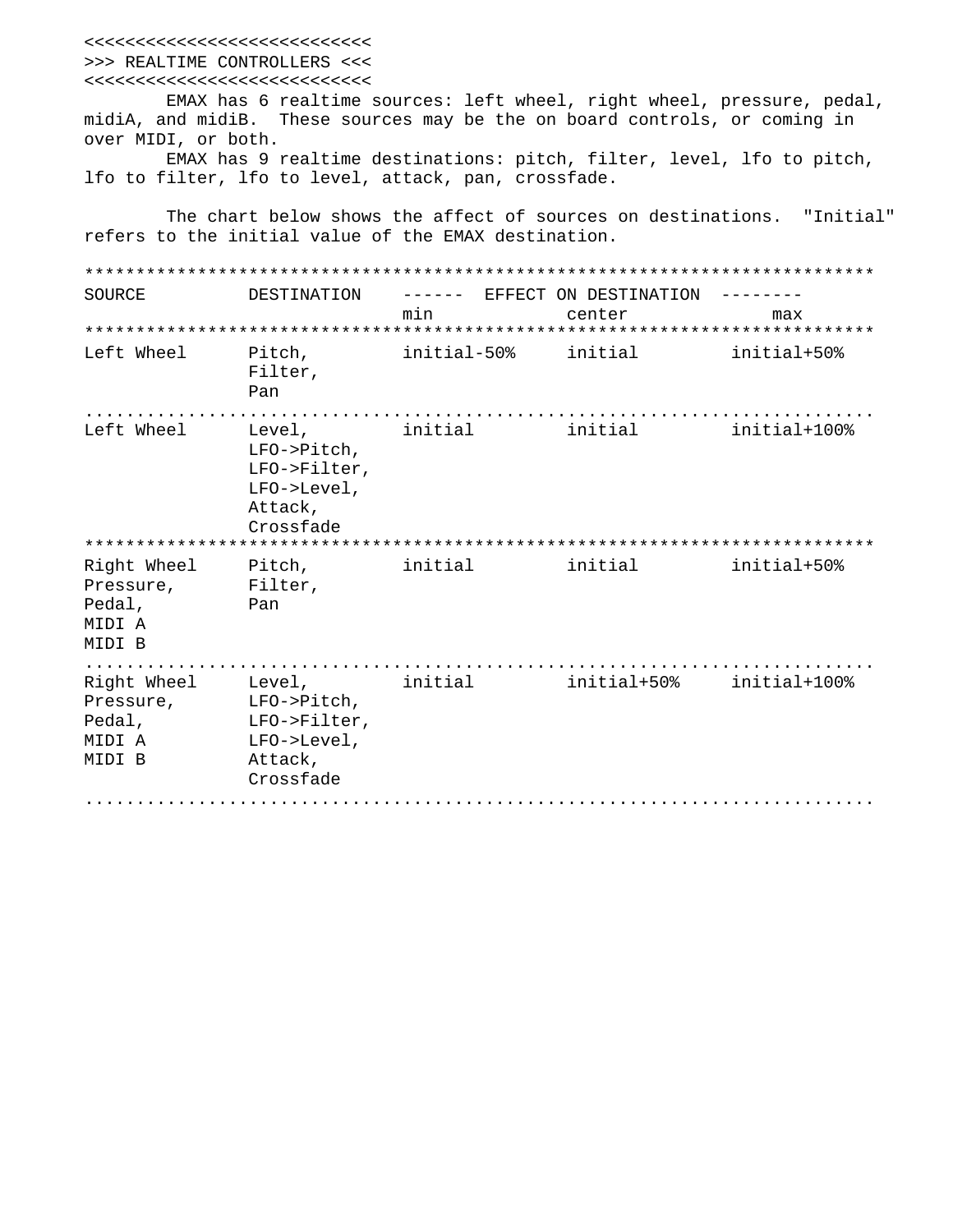## >>> REALTIME CONTROLLERS <<<

EMAX has 6 realtime sources: left wheel, right wheel, pressure, pedal, midiA, and midiB.  These sources may be the on board controls, or coming in over MIDI, or both.

EMAX has 9 realtime destinations: pitch, filter, level, lfo to pitch, lfo to filter, lfo to level, attack, pan, crossfade.

The chart below shows the affect of sources on destinations.  "Initial" refers to the initial value of the EMAX destination.

| SOURCE | DESTINATION | EFFECT ON DESTINATION min | EFFECT ON DESTINATION center | EFFECT ON DESTINATION max |
|---|---|---|---|---|
| Left Wheel | Pitch, Filter, Pan | initial-50% | initial | initial+50% |
| Left Wheel | Level, LFO->Pitch, LFO->Filter, LFO->Level, Attack, Crossfade | initial | initial | initial+100% |
| Right Wheel Pressure, Pedal, MIDI A MIDI B | Pitch, Filter, Pan | initial | initial | initial+50% |
| Right Wheel Pressure, Pedal, MIDI A MIDI B | Level, LFO->Pitch, LFO->Filter, LFO->Level, Attack, Crossfade | initial | initial+50% | initial+100% |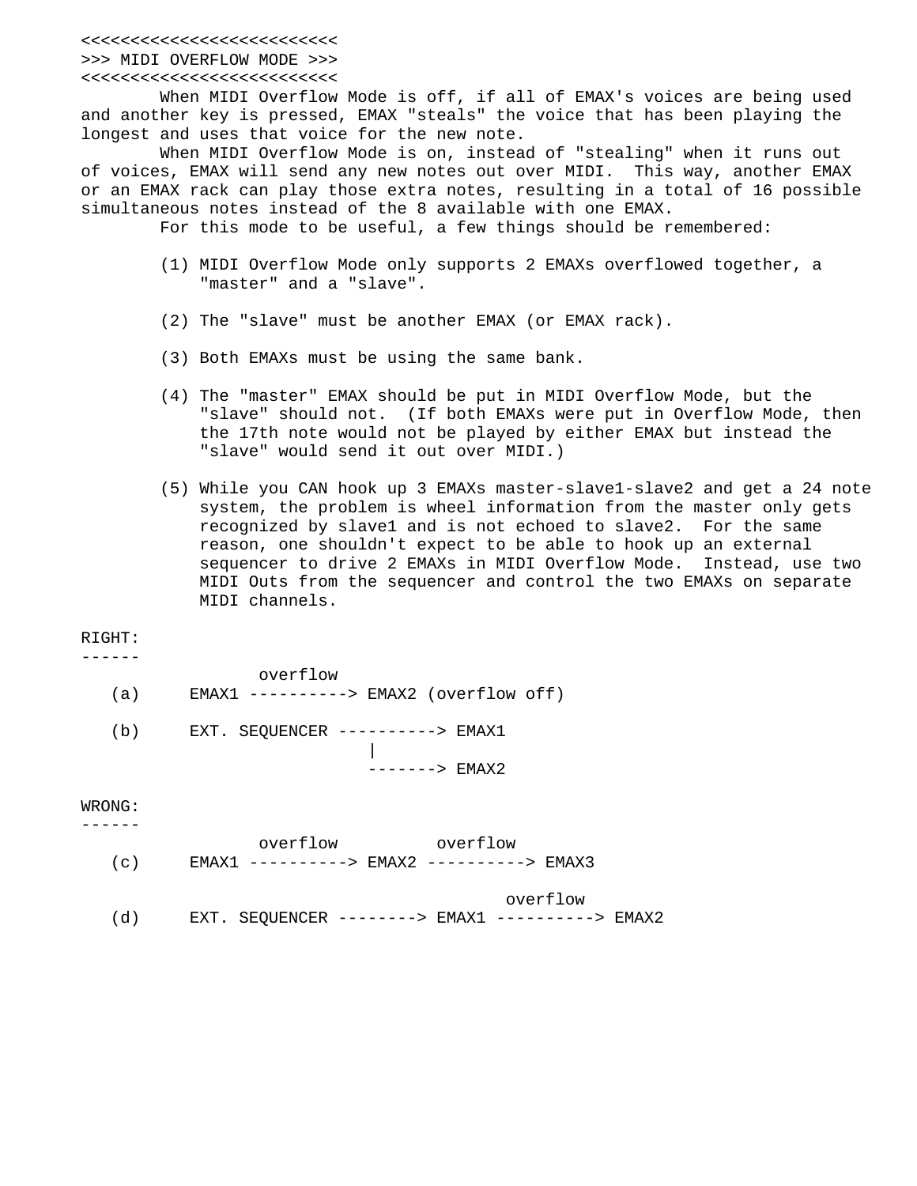```
<<<<<<<<<<<<<<<<<<<<<<<<<<
>>> MIDI OVERFLOW MODE >>>
<<<<<<<<<<<<<<<<<<<<<<<<<<
```

When MIDI Overflow Mode is off, if all of EMAX's voices are being used and another key is pressed, EMAX "steals" the voice that has been playing the longest and uses that voice for the new note.

When MIDI Overflow Mode is on, instead of "stealing" when it runs out of voices, EMAX will send any new notes out over MIDI. This way, another EMAX or an EMAX rack can play those extra notes, resulting in a total of 16 possible simultaneous notes instead of the 8 available with one EMAX.

For this mode to be useful, a few things should be remembered:

(1) MIDI Overflow Mode only supports 2 EMAXs overflowed together, a "master" and a "slave".

(2) The "slave" must be another EMAX (or EMAX rack).

(3) Both EMAXs must be using the same bank.

(4) The "master" EMAX should be put in MIDI Overflow Mode, but the "slave" should not. (If both EMAXs were put in Overflow Mode, then the 17th note would not be played by either EMAX but instead the "slave" would send it out over MIDI.)

(5) While you CAN hook up 3 EMAXs master-slave1-slave2 and get a 24 note system, the problem is wheel information from the master only gets recognized by slave1 and is not echoed to slave2. For the same reason, one shouldn't expect to be able to hook up an external sequencer to drive 2 EMAXs in MIDI Overflow Mode. Instead, use two MIDI Outs from the sequencer and control the two EMAXs on separate MIDI channels.

```
RIGHT:
------
                 overflow
   (a)     EMAX1 ----------> EMAX2 (overflow off)

   (b)     EXT. SEQUENCER ----------> EMAX1
                             |
                             -------> EMAX2

WRONG:
------
                 overflow         overflow
   (c)     EMAX1 ----------> EMAX2 ----------> EMAX3

                                          overflow
   (d)     EXT. SEQUENCER --------> EMAX1 ----------> EMAX2
```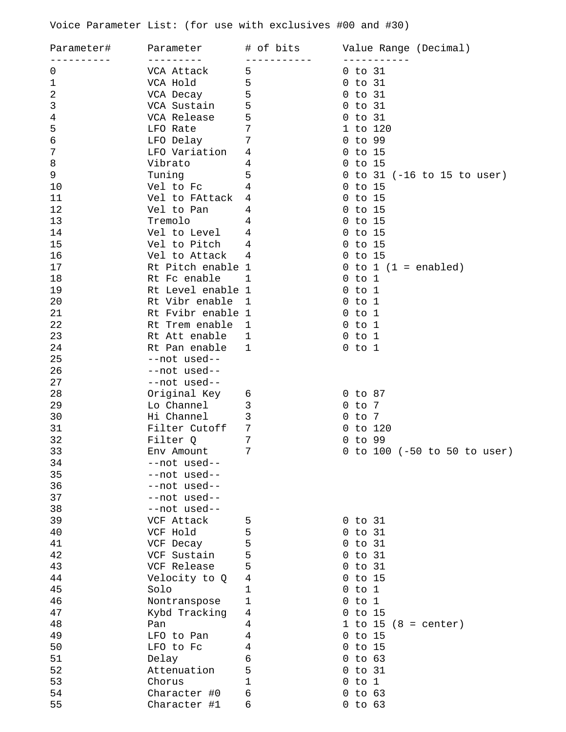Voice Parameter List: (for use with exclusives #00 and #30)

| Parameter# | Parameter | # of bits | Value Range (Decimal) |
|---|---|---|---|
| 0 | VCA Attack | 5 | 0 to 31 |
| 1 | VCA Hold | 5 | 0 to 31 |
| 2 | VCA Decay | 5 | 0 to 31 |
| 3 | VCA Sustain | 5 | 0 to 31 |
| 4 | VCA Release | 5 | 0 to 31 |
| 5 | LFO Rate | 7 | 1 to 120 |
| 6 | LFO Delay | 7 | 0 to 99 |
| 7 | LFO Variation | 4 | 0 to 15 |
| 8 | Vibrato | 4 | 0 to 15 |
| 9 | Tuning | 5 | 0 to 31 (-16 to 15 to user) |
| 10 | Vel to Fc | 4 | 0 to 15 |
| 11 | Vel to FAttack | 4 | 0 to 15 |
| 12 | Vel to Pan | 4 | 0 to 15 |
| 13 | Tremolo | 4 | 0 to 15 |
| 14 | Vel to Level | 4 | 0 to 15 |
| 15 | Vel to Pitch | 4 | 0 to 15 |
| 16 | Vel to Attack | 4 | 0 to 15 |
| 17 | Rt Pitch enable | 1 | 0 to 1 (1 = enabled) |
| 18 | Rt Fc enable | 1 | 0 to 1 |
| 19 | Rt Level enable | 1 | 0 to 1 |
| 20 | Rt Vibr enable | 1 | 0 to 1 |
| 21 | Rt Fvibr enable | 1 | 0 to 1 |
| 22 | Rt Trem enable | 1 | 0 to 1 |
| 23 | Rt Att enable | 1 | 0 to 1 |
| 24 | Rt Pan enable | 1 | 0 to 1 |
| 25 | --not used-- | | |
| 26 | --not used-- | | |
| 27 | --not used-- | | |
| 28 | Original Key | 6 | 0 to 87 |
| 29 | Lo Channel | 3 | 0 to 7 |
| 30 | Hi Channel | 3 | 0 to 7 |
| 31 | Filter Cutoff | 7 | 0 to 120 |
| 32 | Filter Q | 7 | 0 to 99 |
| 33 | Env Amount | 7 | 0 to 100 (-50 to 50 to user) |
| 34 | --not used-- | | |
| 35 | --not used-- | | |
| 36 | --not used-- | | |
| 37 | --not used-- | | |
| 38 | --not used-- | | |
| 39 | VCF Attack | 5 | 0 to 31 |
| 40 | VCF Hold | 5 | 0 to 31 |
| 41 | VCF Decay | 5 | 0 to 31 |
| 42 | VCF Sustain | 5 | 0 to 31 |
| 43 | VCF Release | 5 | 0 to 31 |
| 44 | Velocity to Q | 4 | 0 to 15 |
| 45 | Solo | 1 | 0 to 1 |
| 46 | Nontranspose | 1 | 0 to 1 |
| 47 | Kybd Tracking | 4 | 0 to 15 |
| 48 | Pan | 4 | 1 to 15 (8 = center) |
| 49 | LFO to Pan | 4 | 0 to 15 |
| 50 | LFO to Fc | 4 | 0 to 15 |
| 51 | Delay | 6 | 0 to 63 |
| 52 | Attenuation | 5 | 0 to 31 |
| 53 | Chorus | 1 | 0 to 1 |
| 54 | Character #0 | 6 | 0 to 63 |
| 55 | Character #1 | 6 | 0 to 63 |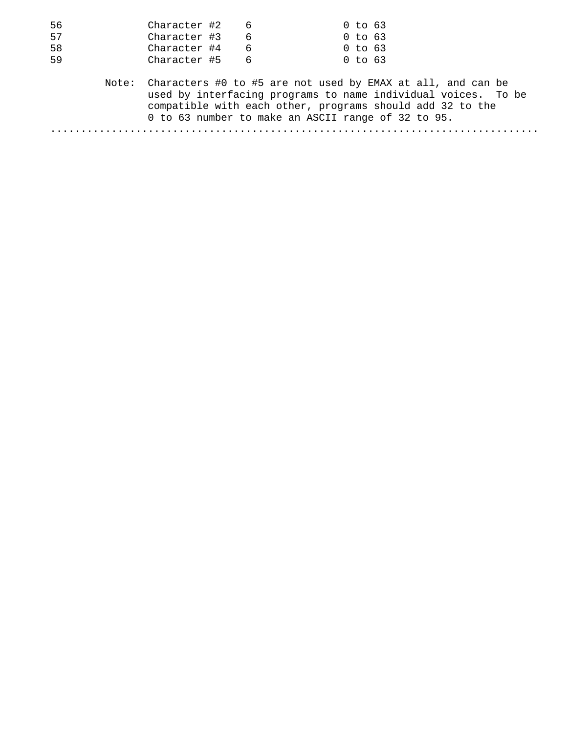| | | | |
|---|---|---|---|
| 56 | Character #2 | 6 | 0 to 63 |
| 57 | Character #3 | 6 | 0 to 63 |
| 58 | Character #4 | 6 | 0 to 63 |
| 59 | Character #5 | 6 | 0 to 63 |

Note: Characters #0 to #5 are not used by EMAX at all, and can be used by interfacing programs to name individual voices. To be compatible with each other, programs should add 32 to the 0 to 63 number to make an ASCII range of 32 to 95.

................................................................................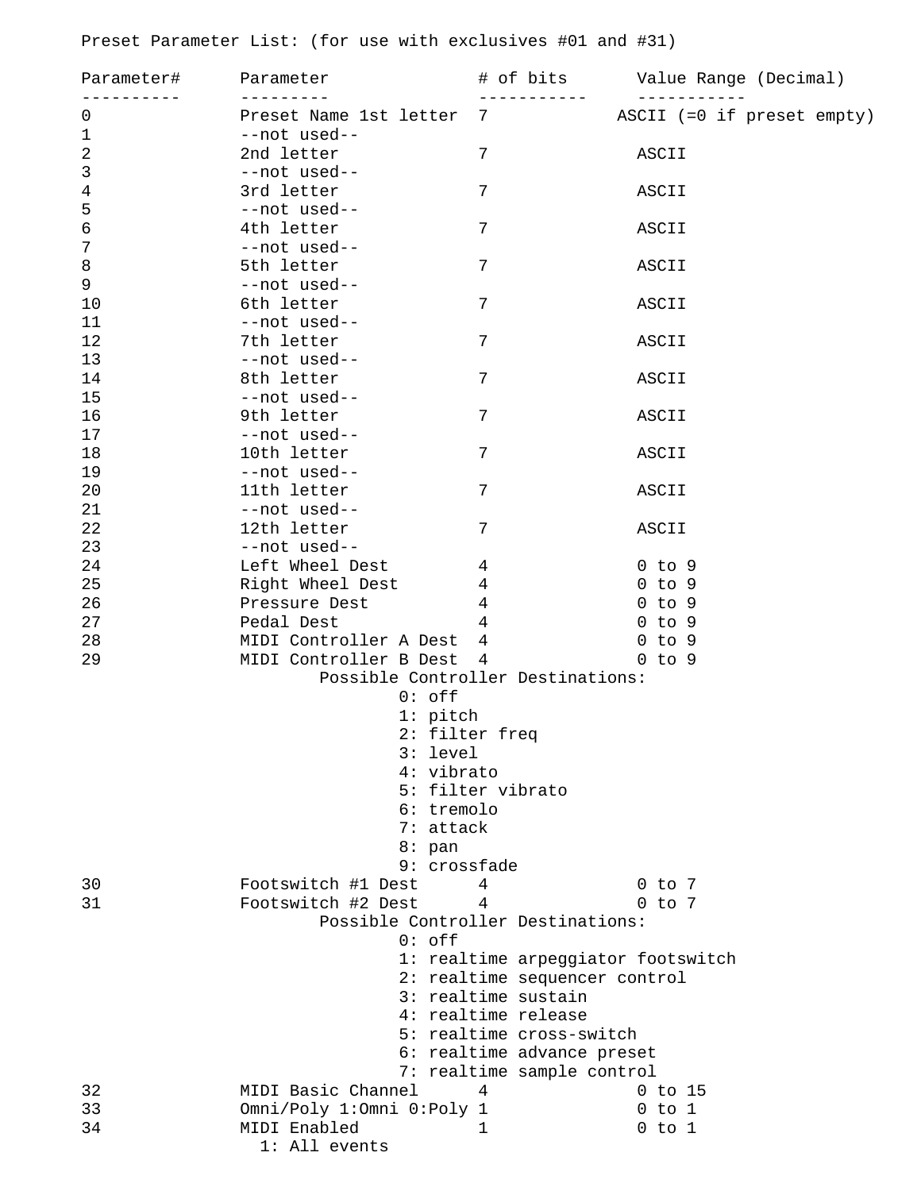Preset Parameter List: (for use with exclusives #01 and #31)

| Parameter# | Parameter | # of bits | Value Range (Decimal) |
|---|---|---|---|
| 0 | Preset Name 1st letter | 7 | ASCII (=0 if preset empty) |
| 1 | --not used-- | | |
| 2 | 2nd letter | 7 | ASCII |
| 3 | --not used-- | | |
| 4 | 3rd letter | 7 | ASCII |
| 5 | --not used-- | | |
| 6 | 4th letter | 7 | ASCII |
| 7 | --not used-- | | |
| 8 | 5th letter | 7 | ASCII |
| 9 | --not used-- | | |
| 10 | 6th letter | 7 | ASCII |
| 11 | --not used-- | | |
| 12 | 7th letter | 7 | ASCII |
| 13 | --not used-- | | |
| 14 | 8th letter | 7 | ASCII |
| 15 | --not used-- | | |
| 16 | 9th letter | 7 | ASCII |
| 17 | --not used-- | | |
| 18 | 10th letter | 7 | ASCII |
| 19 | --not used-- | | |
| 20 | 11th letter | 7 | ASCII |
| 21 | --not used-- | | |
| 22 | 12th letter | 7 | ASCII |
| 23 | --not used-- | | |
| 24 | Left Wheel Dest | 4 | 0 to 9 |
| 25 | Right Wheel Dest | 4 | 0 to 9 |
| 26 | Pressure Dest | 4 | 0 to 9 |
| 27 | Pedal Dest | 4 | 0 to 9 |
| 28 | MIDI Controller A Dest | 4 | 0 to 9 |
| 29 | MIDI Controller B Dest | 4 | 0 to 9 |

Possible Controller Destinations:

- 0: off
- 1: pitch
- 2: filter freq
- 3: level
- 4: vibrato
- 5: filter vibrato
- 6: tremolo
- 7: attack
- 8: pan
- 9: crossfade

| Parameter# | Parameter | # of bits | Value Range (Decimal) |
|---|---|---|---|
| 30 | Footswitch #1 Dest | 4 | 0 to 7 |
| 31 | Footswitch #2 Dest | 4 | 0 to 7 |

Possible Controller Destinations:

- 0: off
- 1: realtime arpeggiator footswitch
- 2: realtime sequencer control
- 3: realtime sustain
- 4: realtime release
- 5: realtime cross-switch
- 6: realtime advance preset
- 7: realtime sample control

| Parameter# | Parameter | # of bits | Value Range (Decimal) |
|---|---|---|---|
| 32 | MIDI Basic Channel | 4 | 0 to 15 |
| 33 | Omni/Poly 1:Omni 0:Poly | 1 | 0 to 1 |
| 34 | MIDI Enabled | 1 | 0 to 1 |

1: All events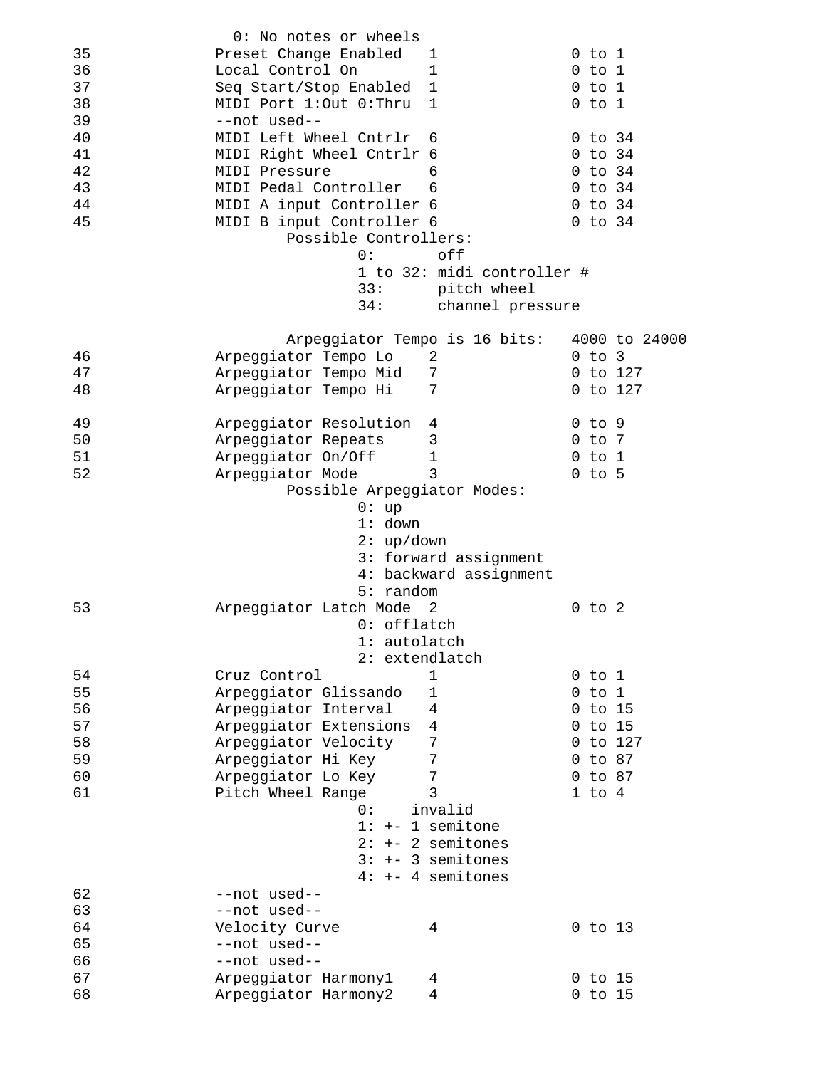```
                 0: No notes or wheels
35              Preset Change Enabled   1               0 to 1
36              Local Control On        1               0 to 1
37              Seq Start/Stop Enabled  1               0 to 1
38              MIDI Port 1:Out 0:Thru  1               0 to 1
39              --not used--
40              MIDI Left Wheel Cntrlr  6               0 to 34
41              MIDI Right Wheel Cntrlr 6               0 to 34
42              MIDI Pressure           6               0 to 34
43              MIDI Pedal Controller   6               0 to 34
44              MIDI A input Controller 6               0 to 34
45              MIDI B input Controller 6               0 to 34
                        Possible Controllers:
                                0:       off
                                1 to 32: midi controller #
                                33:      pitch wheel
                                34:      channel pressure

                        Arpeggiator Tempo is 16 bits:   4000 to 24000
46              Arpeggiator Tempo Lo    2               0 to 3
47              Arpeggiator Tempo Mid   7               0 to 127
48              Arpeggiator Tempo Hi    7               0 to 127

49              Arpeggiator Resolution  4               0 to 9
50              Arpeggiator Repeats     3               0 to 7
51              Arpeggiator On/Off      1               0 to 1
52              Arpeggiator Mode        3               0 to 5
                        Possible Arpeggiator Modes:
                                0: up
                                1: down
                                2: up/down
                                3: forward assignment
                                4: backward assignment
                                5: random
53              Arpeggiator Latch Mode  2               0 to 2
                                0: offlatch
                                1: autolatch
                                2: extendlatch
54              Cruz Control            1               0 to 1
55              Arpeggiator Glissando   1               0 to 1
56              Arpeggiator Interval    4               0 to 15
57              Arpeggiator Extensions  4               0 to 15
58              Arpeggiator Velocity    7               0 to 127
59              Arpeggiator Hi Key      7               0 to 87
60              Arpeggiator Lo Key      7               0 to 87
61              Pitch Wheel Range       3               1 to 4
                                0:    invalid
                                1: +- 1 semitone
                                2: +- 2 semitones
                                3: +- 3 semitones
                                4: +- 4 semitones
62              --not used--
63              --not used--
64              Velocity Curve          4               0 to 13
65              --not used--
66              --not used--
67              Arpeggiator Harmony1    4               0 to 15
68              Arpeggiator Harmony2    4               0 to 15
```